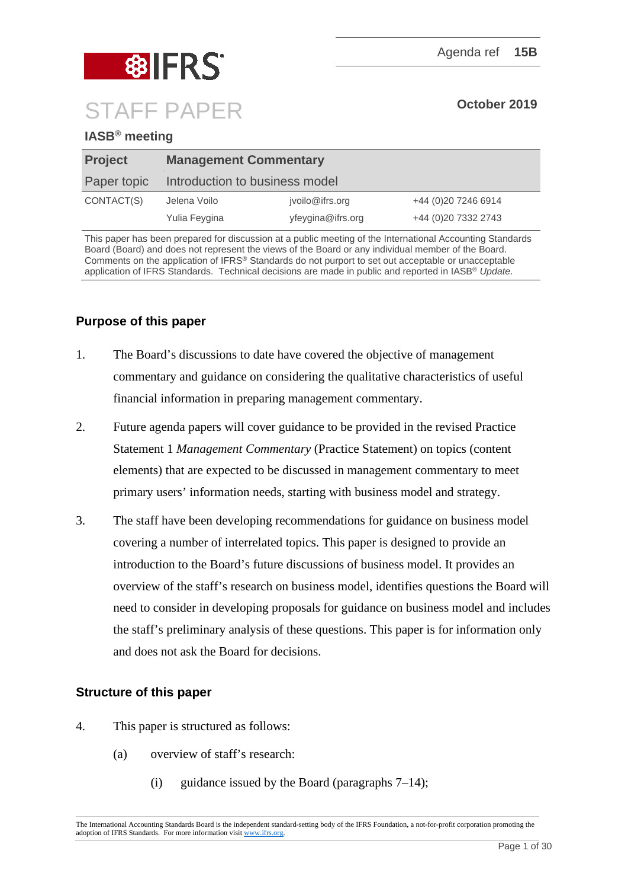Agenda ref **15B**

# STAFF PAPER

**October 2019**

## IASB® meeting

| Project | Management Commentary | | |
|---|---|---|---|
| Paper topic | Introduction to business model | | |
| CONTACT(S) | Jelena Voilo | jvoilo@ifrs.org | +44 (0)20 7246 6914 |
| | Yulia Feygina | yfeygina@ifrs.org | +44 (0)20 7332 2743 |

This paper has been prepared for discussion at a public meeting of the International Accounting Standards Board (Board) and does not represent the views of the Board or any individual member of the Board. Comments on the application of IFRS® Standards do not purport to set out acceptable or unacceptable application of IFRS Standards. Technical decisions are made in public and reported in IASB® *Update*.

### Purpose of this paper

1. The Board's discussions to date have covered the objective of management commentary and guidance on considering the qualitative characteristics of useful financial information in preparing management commentary.

2. Future agenda papers will cover guidance to be provided in the revised Practice Statement 1 *Management Commentary* (Practice Statement) on topics (content elements) that are expected to be discussed in management commentary to meet primary users' information needs, starting with business model and strategy.

3. The staff have been developing recommendations for guidance on business model covering a number of interrelated topics. This paper is designed to provide an introduction to the Board's future discussions of business model. It provides an overview of the staff's research on business model, identifies questions the Board will need to consider in developing proposals for guidance on business model and includes the staff's preliminary analysis of these questions. This paper is for information only and does not ask the Board for decisions.

### Structure of this paper

4. This paper is structured as follows:
   - (a) overview of staff's research:
     - (i) guidance issued by the Board (paragraphs 7–14);

The International Accounting Standards Board is the independent standard-setting body of the IFRS Foundation, a not-for-profit corporation promoting the adoption of IFRS Standards. For more information visit www.ifrs.org.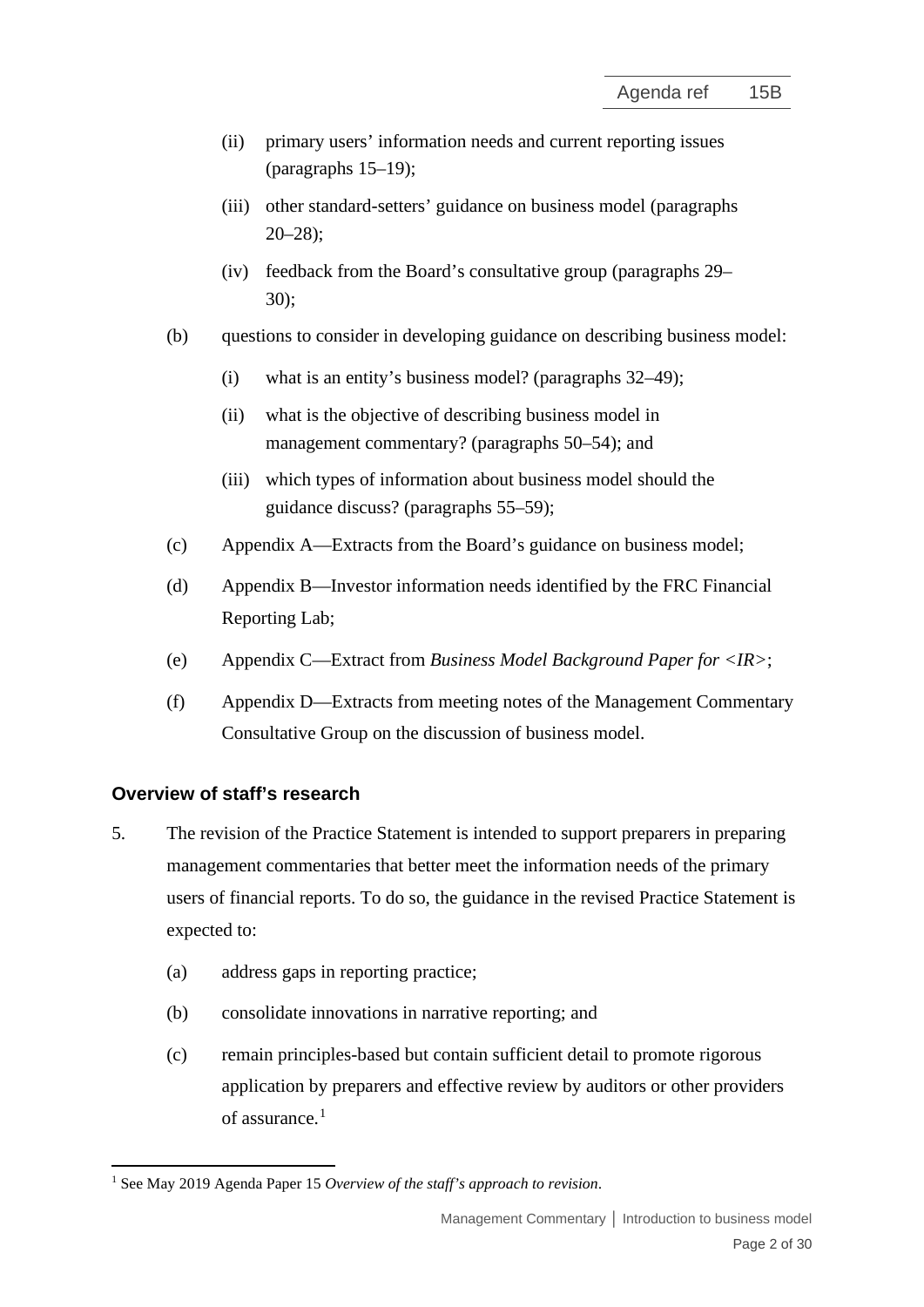(ii) primary users' information needs and current reporting issues (paragraphs 15–19);

(iii) other standard-setters' guidance on business model (paragraphs 20–28);

(iv) feedback from the Board's consultative group (paragraphs 29–30);

(b) questions to consider in developing guidance on describing business model:

(i) what is an entity's business model? (paragraphs 32–49);

(ii) what is the objective of describing business model in management commentary? (paragraphs 50–54); and

(iii) which types of information about business model should the guidance discuss? (paragraphs 55–59);

(c) Appendix A—Extracts from the Board's guidance on business model;

(d) Appendix B—Investor information needs identified by the FRC Financial Reporting Lab;

(e) Appendix C—Extract from *Business Model Background Paper for <IR>*;

(f) Appendix D—Extracts from meeting notes of the Management Commentary Consultative Group on the discussion of business model.

## Overview of staff's research

5. The revision of the Practice Statement is intended to support preparers in preparing management commentaries that better meet the information needs of the primary users of financial reports. To do so, the guidance in the revised Practice Statement is expected to:

(a) address gaps in reporting practice;

(b) consolidate innovations in narrative reporting; and

(c) remain principles-based but contain sufficient detail to promote rigorous application by preparers and effective review by auditors or other providers of assurance.[1]

[1] See May 2019 Agenda Paper 15 *Overview of the staff's approach to revision*.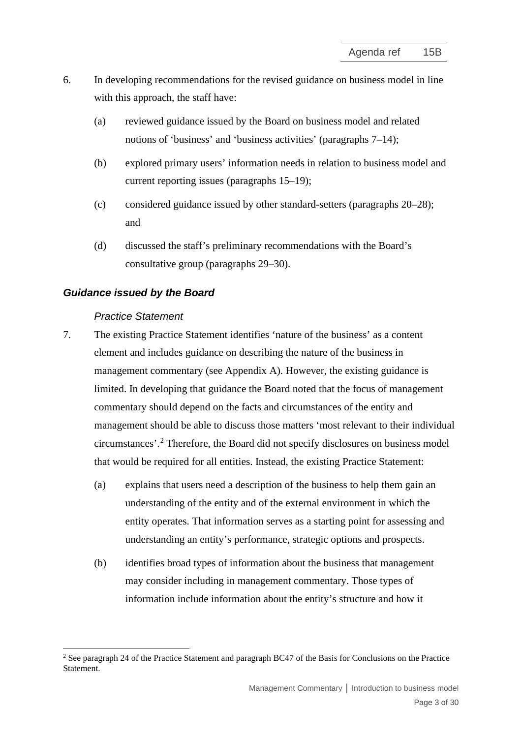6. In developing recommendations for the revised guidance on business model in line with this approach, the staff have:

   (a) reviewed guidance issued by the Board on business model and related notions of 'business' and 'business activities' (paragraphs 7–14);

   (b) explored primary users' information needs in relation to business model and current reporting issues (paragraphs 15–19);

   (c) considered guidance issued by other standard-setters (paragraphs 20–28); and

   (d) discussed the staff's preliminary recommendations with the Board's consultative group (paragraphs 29–30).

### *Guidance issued by the Board*

#### *Practice Statement*

7. The existing Practice Statement identifies 'nature of the business' as a content element and includes guidance on describing the nature of the business in management commentary (see Appendix A). However, the existing guidance is limited. In developing that guidance the Board noted that the focus of management commentary should depend on the facts and circumstances of the entity and management should be able to discuss those matters 'most relevant to their individual circumstances'.[2] Therefore, the Board did not specify disclosures on business model that would be required for all entities. Instead, the existing Practice Statement:

   (a) explains that users need a description of the business to help them gain an understanding of the entity and of the external environment in which the entity operates. That information serves as a starting point for assessing and understanding an entity's performance, strategic options and prospects.

   (b) identifies broad types of information about the business that management may consider including in management commentary. Those types of information include information about the entity's structure and how it

[2] See paragraph 24 of the Practice Statement and paragraph BC47 of the Basis for Conclusions on the Practice Statement.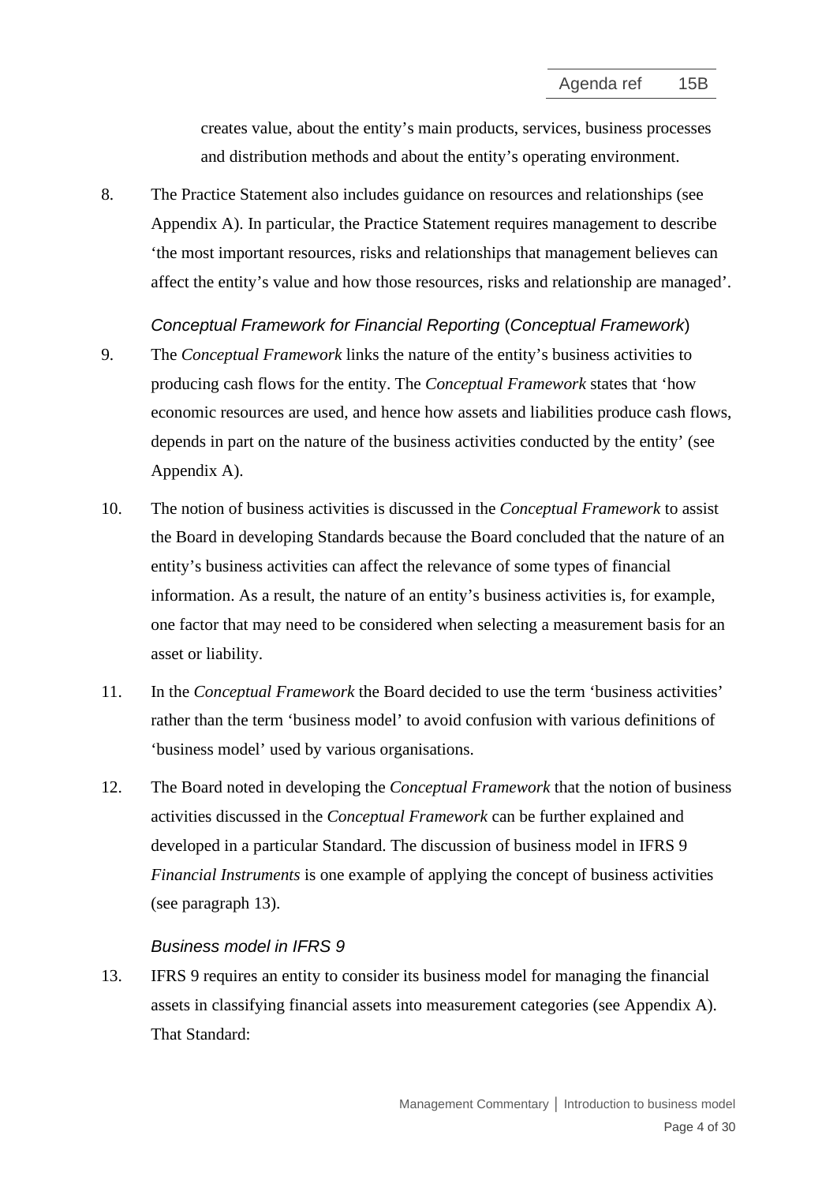creates value, about the entity's main products, services, business processes and distribution methods and about the entity's operating environment.

8. The Practice Statement also includes guidance on resources and relationships (see Appendix A). In particular, the Practice Statement requires management to describe 'the most important resources, risks and relationships that management believes can affect the entity's value and how those resources, risks and relationship are managed'.

### *Conceptual Framework for Financial Reporting* (*Conceptual Framework*)

9. The *Conceptual Framework* links the nature of the entity's business activities to producing cash flows for the entity. The *Conceptual Framework* states that 'how economic resources are used, and hence how assets and liabilities produce cash flows, depends in part on the nature of the business activities conducted by the entity' (see Appendix A).

10. The notion of business activities is discussed in the *Conceptual Framework* to assist the Board in developing Standards because the Board concluded that the nature of an entity's business activities can affect the relevance of some types of financial information. As a result, the nature of an entity's business activities is, for example, one factor that may need to be considered when selecting a measurement basis for an asset or liability.

11. In the *Conceptual Framework* the Board decided to use the term 'business activities' rather than the term 'business model' to avoid confusion with various definitions of 'business model' used by various organisations.

12. The Board noted in developing the *Conceptual Framework* that the notion of business activities discussed in the *Conceptual Framework* can be further explained and developed in a particular Standard. The discussion of business model in IFRS 9 *Financial Instruments* is one example of applying the concept of business activities (see paragraph 13).

### *Business model in IFRS 9*

13. IFRS 9 requires an entity to consider its business model for managing the financial assets in classifying financial assets into measurement categories (see Appendix A). That Standard: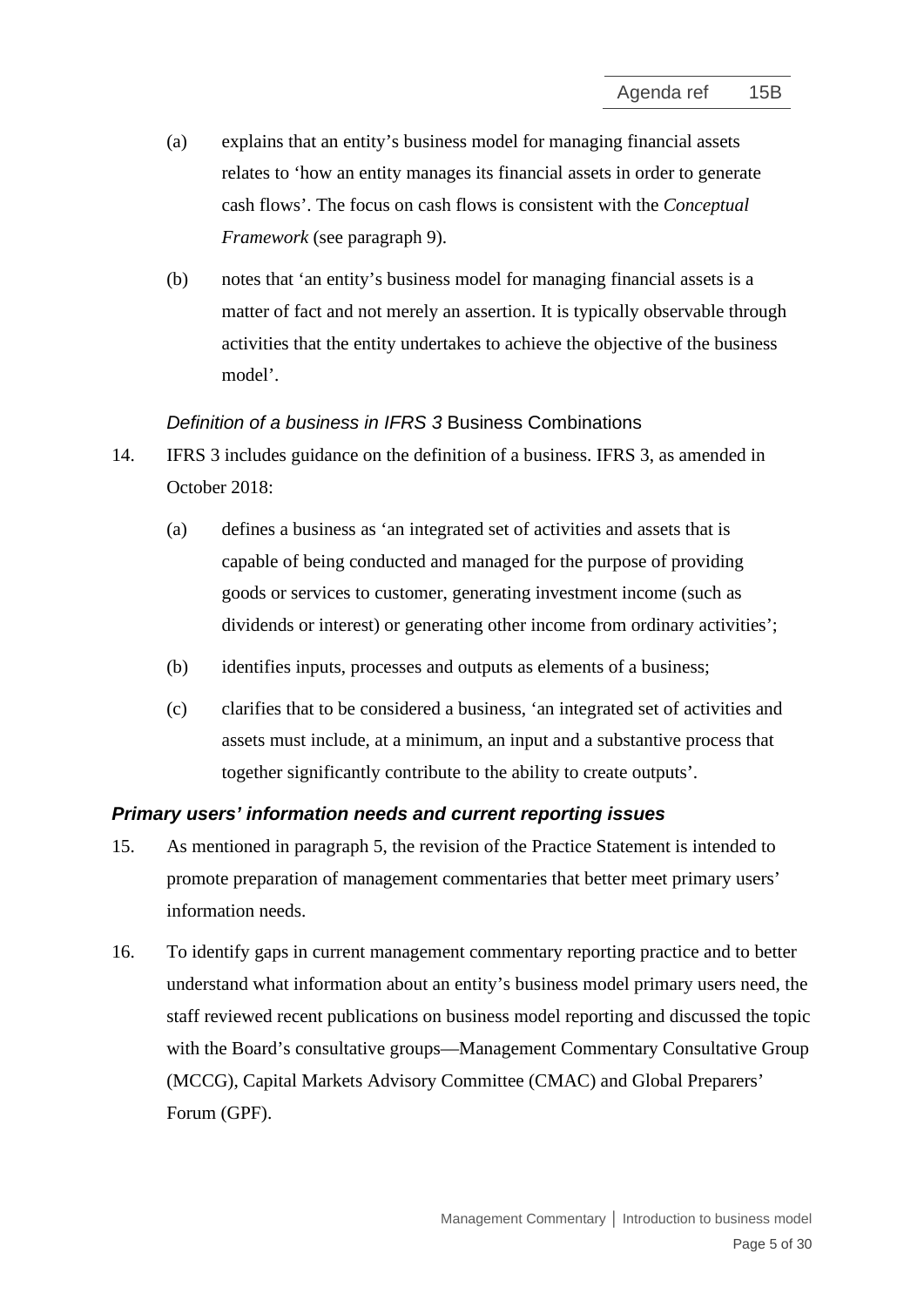(a) explains that an entity's business model for managing financial assets relates to 'how an entity manages its financial assets in order to generate cash flows'. The focus on cash flows is consistent with the *Conceptual Framework* (see paragraph 9).

(b) notes that 'an entity's business model for managing financial assets is a matter of fact and not merely an assertion. It is typically observable through activities that the entity undertakes to achieve the objective of the business model'.

### *Definition of a business in IFRS 3* Business Combinations

14. IFRS 3 includes guidance on the definition of a business. IFRS 3, as amended in October 2018:

    (a) defines a business as 'an integrated set of activities and assets that is capable of being conducted and managed for the purpose of providing goods or services to customer, generating investment income (such as dividends or interest) or generating other income from ordinary activities';

    (b) identifies inputs, processes and outputs as elements of a business;

    (c) clarifies that to be considered a business, 'an integrated set of activities and assets must include, at a minimum, an input and a substantive process that together significantly contribute to the ability to create outputs'.

### ***Primary users' information needs and current reporting issues***

15. As mentioned in paragraph 5, the revision of the Practice Statement is intended to promote preparation of management commentaries that better meet primary users' information needs.

16. To identify gaps in current management commentary reporting practice and to better understand what information about an entity's business model primary users need, the staff reviewed recent publications on business model reporting and discussed the topic with the Board's consultative groups—Management Commentary Consultative Group (MCCG), Capital Markets Advisory Committee (CMAC) and Global Preparers' Forum (GPF).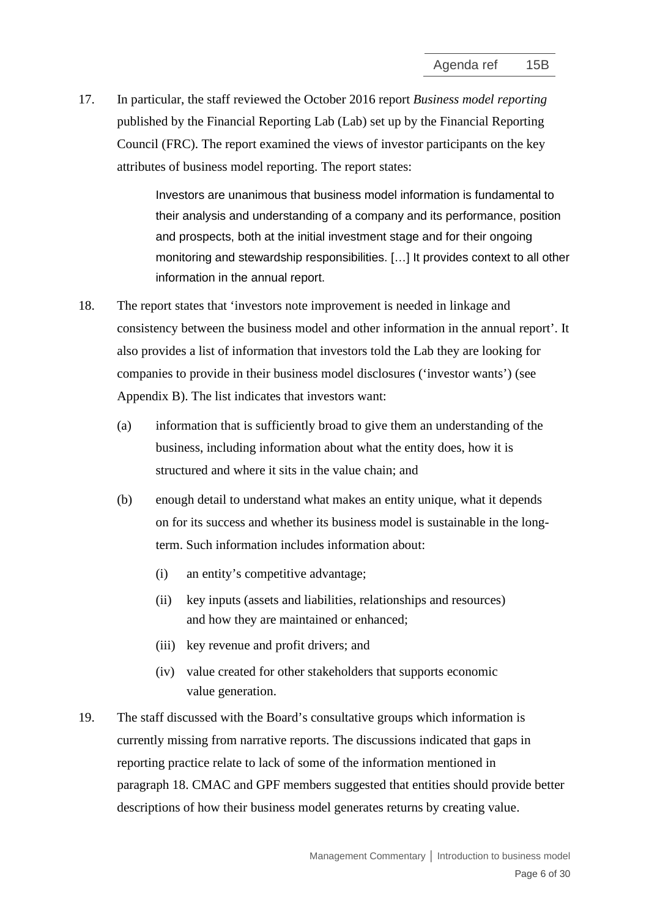17. In particular, the staff reviewed the October 2016 report *Business model reporting* published by the Financial Reporting Lab (Lab) set up by the Financial Reporting Council (FRC). The report examined the views of investor participants on the key attributes of business model reporting. The report states:

> Investors are unanimous that business model information is fundamental to their analysis and understanding of a company and its performance, position and prospects, both at the initial investment stage and for their ongoing monitoring and stewardship responsibilities. […] It provides context to all other information in the annual report.

18. The report states that 'investors note improvement is needed in linkage and consistency between the business model and other information in the annual report'. It also provides a list of information that investors told the Lab they are looking for companies to provide in their business model disclosures ('investor wants') (see Appendix B). The list indicates that investors want:

    (a) information that is sufficiently broad to give them an understanding of the business, including information about what the entity does, how it is structured and where it sits in the value chain; and

    (b) enough detail to understand what makes an entity unique, what it depends on for its success and whether its business model is sustainable in the long-term. Such information includes information about:

        (i) an entity's competitive advantage;

        (ii) key inputs (assets and liabilities, relationships and resources) and how they are maintained or enhanced;

        (iii) key revenue and profit drivers; and

        (iv) value created for other stakeholders that supports economic value generation.

19. The staff discussed with the Board's consultative groups which information is currently missing from narrative reports. The discussions indicated that gaps in reporting practice relate to lack of some of the information mentioned in paragraph 18. CMAC and GPF members suggested that entities should provide better descriptions of how their business model generates returns by creating value.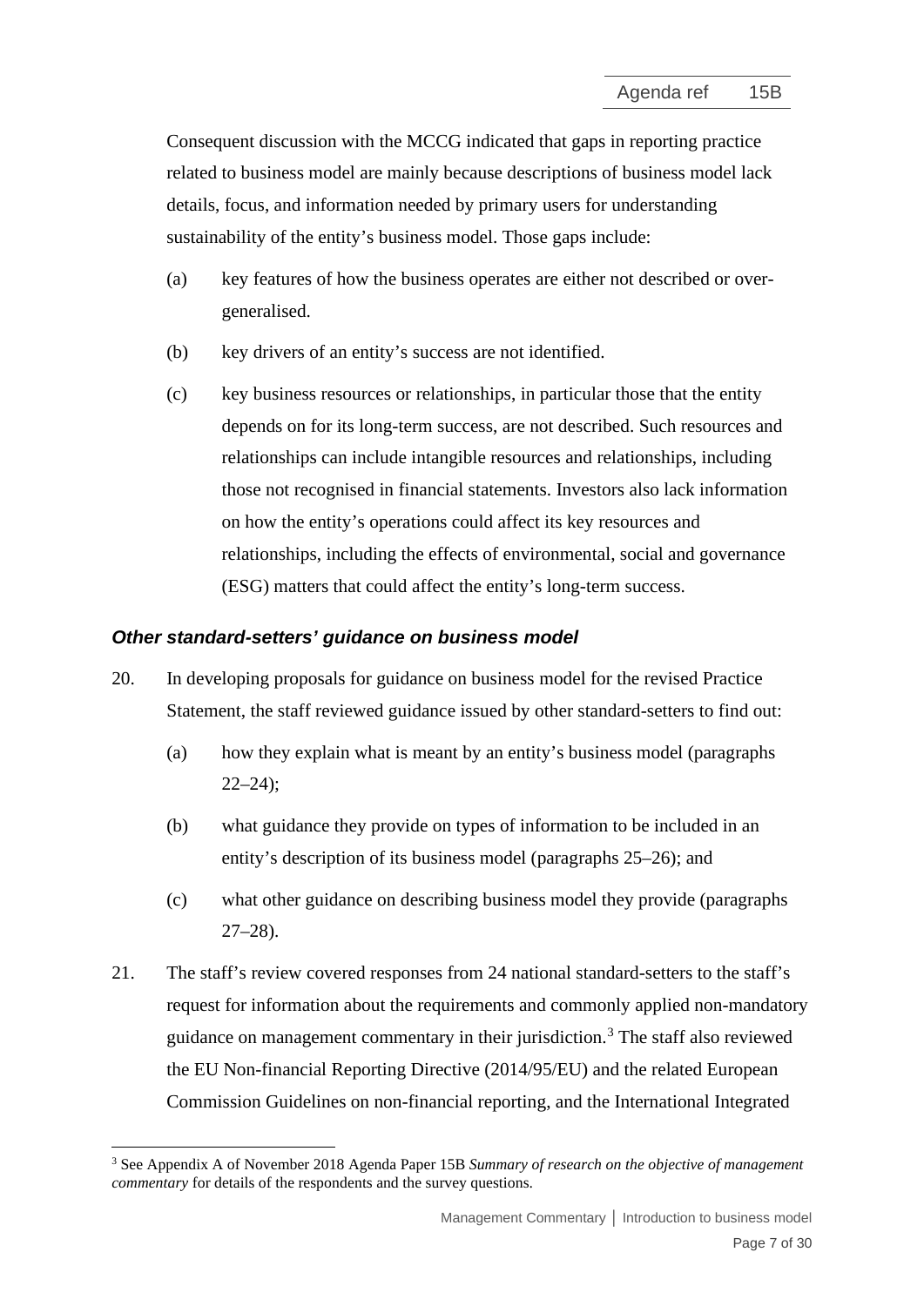Consequent discussion with the MCCG indicated that gaps in reporting practice related to business model are mainly because descriptions of business model lack details, focus, and information needed by primary users for understanding sustainability of the entity's business model. Those gaps include:

(a) key features of how the business operates are either not described or over-generalised.

(b) key drivers of an entity's success are not identified.

(c) key business resources or relationships, in particular those that the entity depends on for its long-term success, are not described. Such resources and relationships can include intangible resources and relationships, including those not recognised in financial statements. Investors also lack information on how the entity's operations could affect its key resources and relationships, including the effects of environmental, social and governance (ESG) matters that could affect the entity's long-term success.

### *Other standard-setters' guidance on business model*

20. In developing proposals for guidance on business model for the revised Practice Statement, the staff reviewed guidance issued by other standard-setters to find out:

(a) how they explain what is meant by an entity's business model (paragraphs 22–24);

(b) what guidance they provide on types of information to be included in an entity's description of its business model (paragraphs 25–26); and

(c) what other guidance on describing business model they provide (paragraphs 27–28).

21. The staff's review covered responses from 24 national standard-setters to the staff's request for information about the requirements and commonly applied non-mandatory guidance on management commentary in their jurisdiction.[3] The staff also reviewed the EU Non-financial Reporting Directive (2014/95/EU) and the related European Commission Guidelines on non-financial reporting, and the International Integrated

[3] See Appendix A of November 2018 Agenda Paper 15B *Summary of research on the objective of management commentary* for details of the respondents and the survey questions.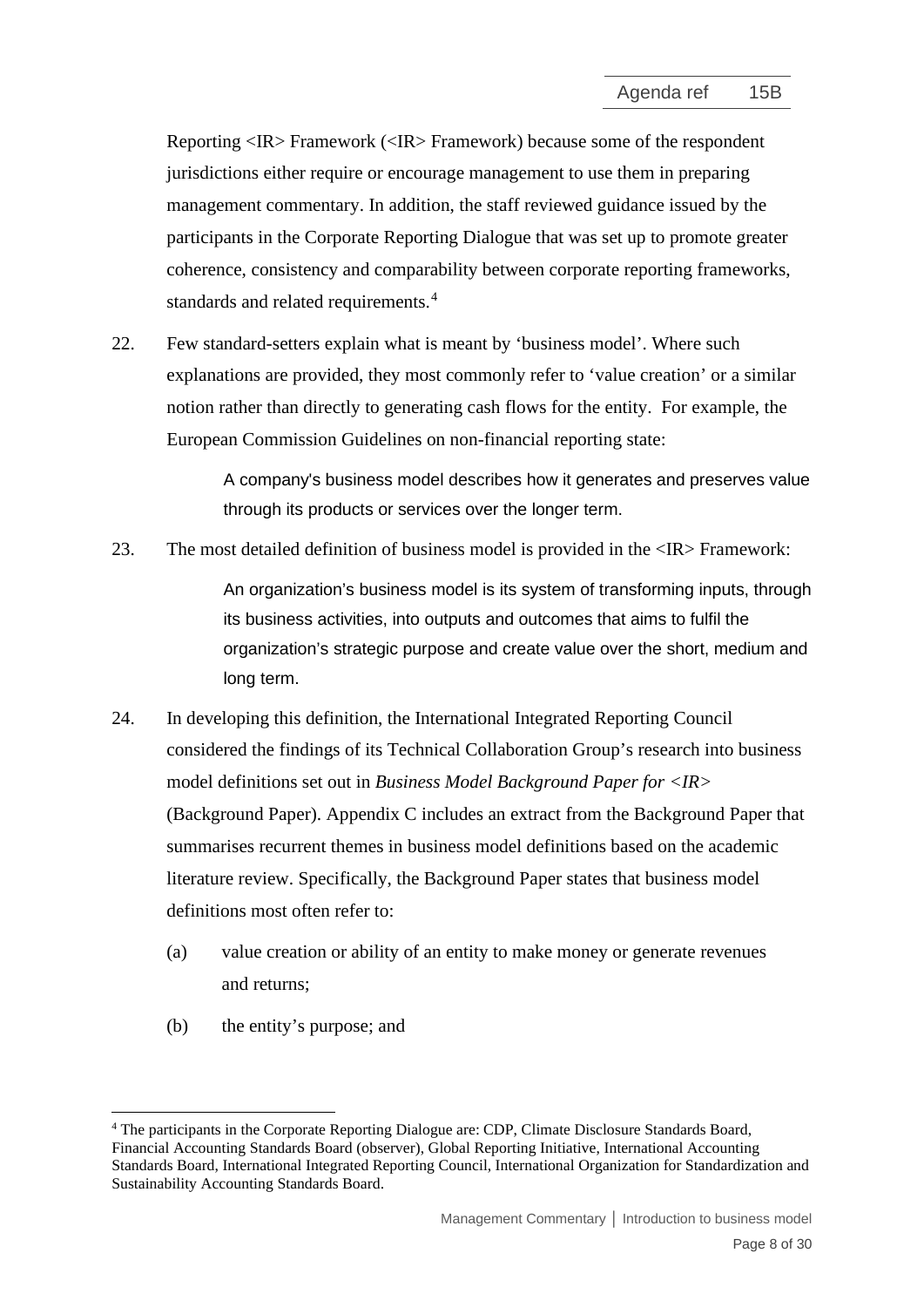Reporting <IR> Framework (<IR> Framework) because some of the respondent jurisdictions either require or encourage management to use them in preparing management commentary. In addition, the staff reviewed guidance issued by the participants in the Corporate Reporting Dialogue that was set up to promote greater coherence, consistency and comparability between corporate reporting frameworks, standards and related requirements.[4]

22. Few standard-setters explain what is meant by 'business model'. Where such explanations are provided, they most commonly refer to 'value creation' or a similar notion rather than directly to generating cash flows for the entity. For example, the European Commission Guidelines on non-financial reporting state:

> A company's business model describes how it generates and preserves value through its products or services over the longer term.

23. The most detailed definition of business model is provided in the <IR> Framework:

> An organization's business model is its system of transforming inputs, through its business activities, into outputs and outcomes that aims to fulfil the organization's strategic purpose and create value over the short, medium and long term.

24. In developing this definition, the International Integrated Reporting Council considered the findings of its Technical Collaboration Group's research into business model definitions set out in *Business Model Background Paper for <IR>* (Background Paper). Appendix C includes an extract from the Background Paper that summarises recurrent themes in business model definitions based on the academic literature review. Specifically, the Background Paper states that business model definitions most often refer to:

   (a) value creation or ability of an entity to make money or generate revenues and returns;

   (b) the entity's purpose; and

---

[4] The participants in the Corporate Reporting Dialogue are: CDP, Climate Disclosure Standards Board, Financial Accounting Standards Board (observer), Global Reporting Initiative, International Accounting Standards Board, International Integrated Reporting Council, International Organization for Standardization and Sustainability Accounting Standards Board.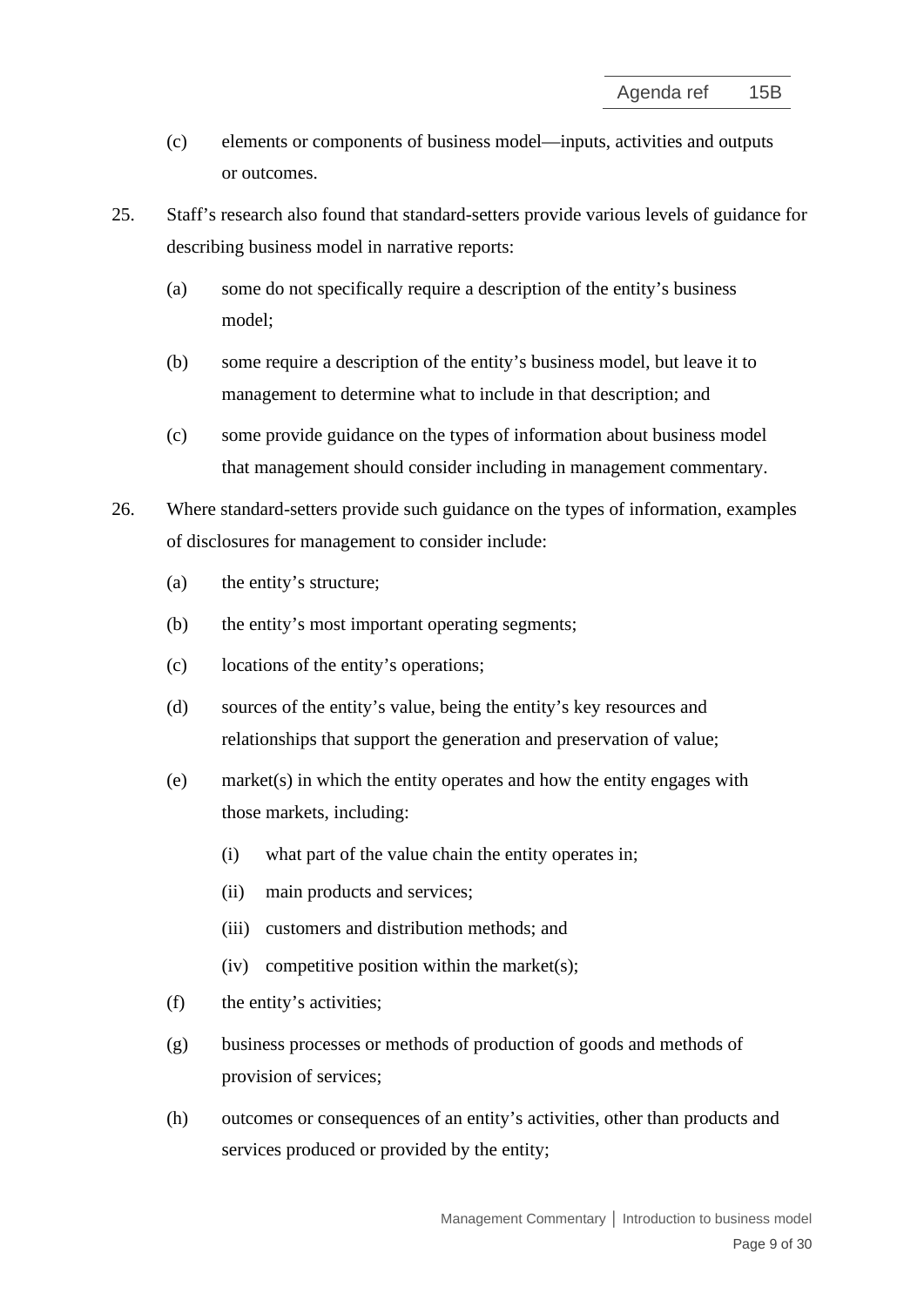(c) elements or components of business model—inputs, activities and outputs or outcomes.

25. Staff's research also found that standard-setters provide various levels of guidance for describing business model in narrative reports:

    (a) some do not specifically require a description of the entity's business model;

    (b) some require a description of the entity's business model, but leave it to management to determine what to include in that description; and

    (c) some provide guidance on the types of information about business model that management should consider including in management commentary.

26. Where standard-setters provide such guidance on the types of information, examples of disclosures for management to consider include:

    (a) the entity's structure;

    (b) the entity's most important operating segments;

    (c) locations of the entity's operations;

    (d) sources of the entity's value, being the entity's key resources and relationships that support the generation and preservation of value;

    (e) market(s) in which the entity operates and how the entity engages with those markets, including:

        (i) what part of the value chain the entity operates in;

        (ii) main products and services;

        (iii) customers and distribution methods; and

        (iv) competitive position within the market(s);

    (f) the entity's activities;

    (g) business processes or methods of production of goods and methods of provision of services;

    (h) outcomes or consequences of an entity's activities, other than products and services produced or provided by the entity;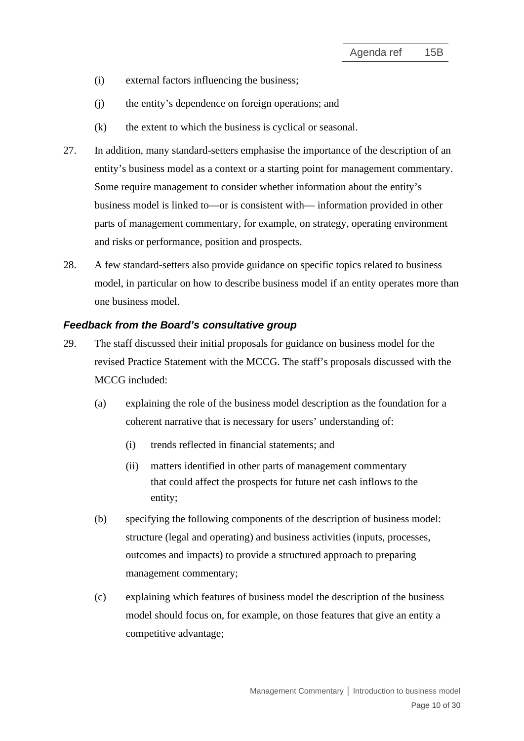(i) external factors influencing the business;

(j) the entity's dependence on foreign operations; and

(k) the extent to which the business is cyclical or seasonal.

27. In addition, many standard-setters emphasise the importance of the description of an entity's business model as a context or a starting point for management commentary. Some require management to consider whether information about the entity's business model is linked to—or is consistent with— information provided in other parts of management commentary, for example, on strategy, operating environment and risks or performance, position and prospects.

28. A few standard-setters also provide guidance on specific topics related to business model, in particular on how to describe business model if an entity operates more than one business model.

### *Feedback from the Board's consultative group*

29. The staff discussed their initial proposals for guidance on business model for the revised Practice Statement with the MCCG. The staff's proposals discussed with the MCCG included:

   (a) explaining the role of the business model description as the foundation for a coherent narrative that is necessary for users' understanding of:

      (i) trends reflected in financial statements; and

      (ii) matters identified in other parts of management commentary that could affect the prospects for future net cash inflows to the entity;

   (b) specifying the following components of the description of business model: structure (legal and operating) and business activities (inputs, processes, outcomes and impacts) to provide a structured approach to preparing management commentary;

   (c) explaining which features of business model the description of the business model should focus on, for example, on those features that give an entity a competitive advantage;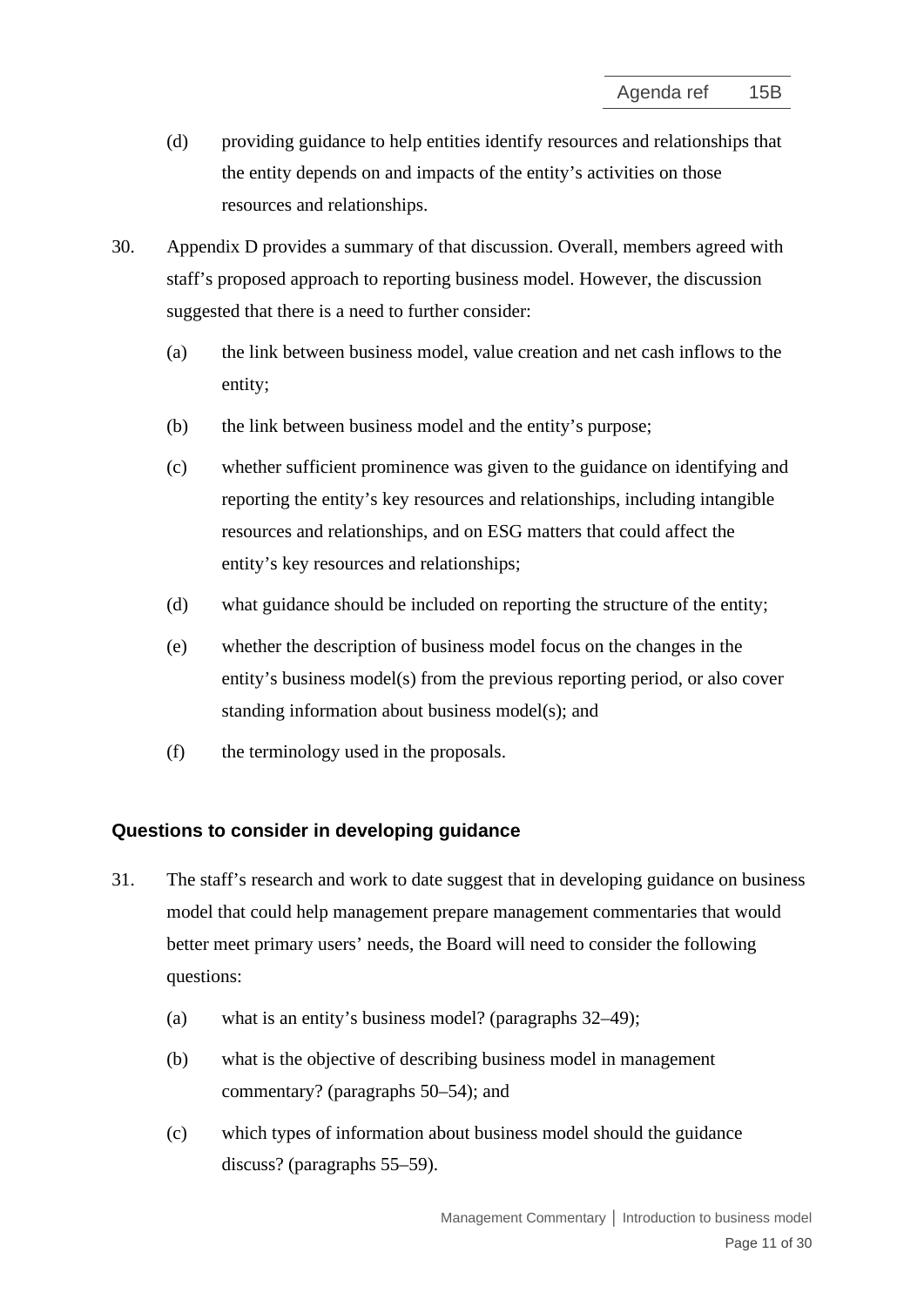(d) providing guidance to help entities identify resources and relationships that the entity depends on and impacts of the entity's activities on those resources and relationships.

30. Appendix D provides a summary of that discussion. Overall, members agreed with staff's proposed approach to reporting business model. However, the discussion suggested that there is a need to further consider:

    (a) the link between business model, value creation and net cash inflows to the entity;

    (b) the link between business model and the entity's purpose;

    (c) whether sufficient prominence was given to the guidance on identifying and reporting the entity's key resources and relationships, including intangible resources and relationships, and on ESG matters that could affect the entity's key resources and relationships;

    (d) what guidance should be included on reporting the structure of the entity;

    (e) whether the description of business model focus on the changes in the entity's business model(s) from the previous reporting period, or also cover standing information about business model(s); and

    (f) the terminology used in the proposals.

## Questions to consider in developing guidance

31. The staff's research and work to date suggest that in developing guidance on business model that could help management prepare management commentaries that would better meet primary users' needs, the Board will need to consider the following questions:

    (a) what is an entity's business model? (paragraphs 32–49);

    (b) what is the objective of describing business model in management commentary? (paragraphs 50–54); and

    (c) which types of information about business model should the guidance discuss? (paragraphs 55–59).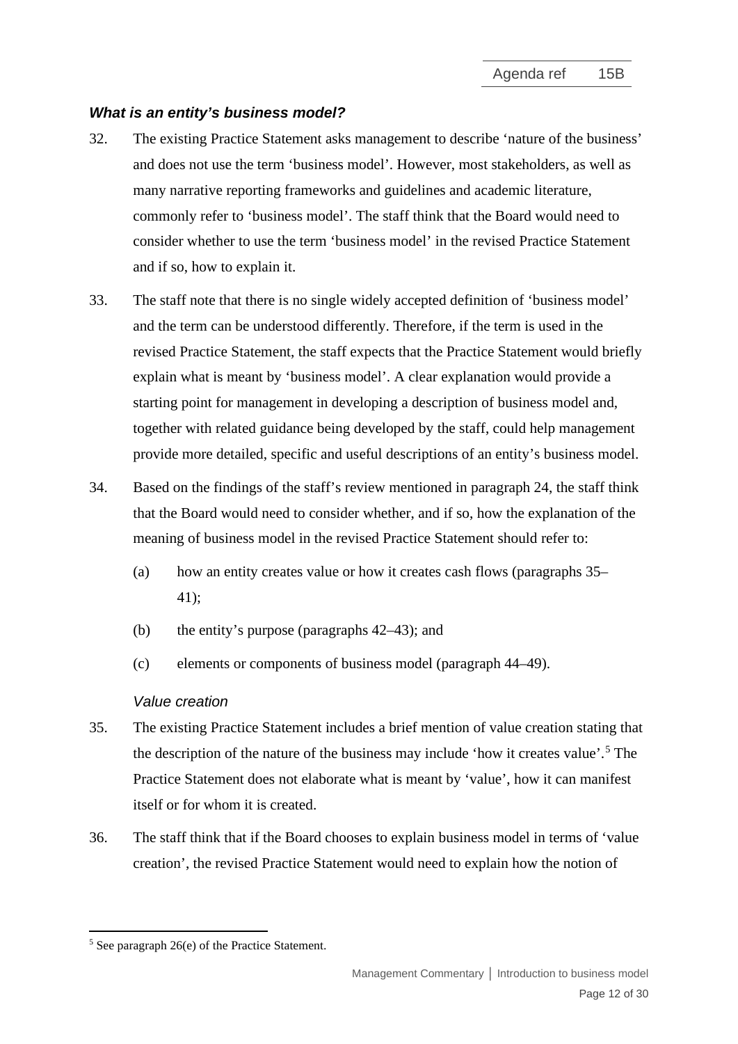### *What is an entity's business model?*

32. The existing Practice Statement asks management to describe 'nature of the business' and does not use the term 'business model'. However, most stakeholders, as well as many narrative reporting frameworks and guidelines and academic literature, commonly refer to 'business model'. The staff think that the Board would need to consider whether to use the term 'business model' in the revised Practice Statement and if so, how to explain it.

33. The staff note that there is no single widely accepted definition of 'business model' and the term can be understood differently. Therefore, if the term is used in the revised Practice Statement, the staff expects that the Practice Statement would briefly explain what is meant by 'business model'. A clear explanation would provide a starting point for management in developing a description of business model and, together with related guidance being developed by the staff, could help management provide more detailed, specific and useful descriptions of an entity's business model.

34. Based on the findings of the staff's review mentioned in paragraph 24, the staff think that the Board would need to consider whether, and if so, how the explanation of the meaning of business model in the revised Practice Statement should refer to:

    (a) how an entity creates value or how it creates cash flows (paragraphs 35–41);

    (b) the entity's purpose (paragraphs 42–43); and

    (c) elements or components of business model (paragraph 44–49).

#### *Value creation*

35. The existing Practice Statement includes a brief mention of value creation stating that the description of the nature of the business may include 'how it creates value'.[5] The Practice Statement does not elaborate what is meant by 'value', how it can manifest itself or for whom it is created.

36. The staff think that if the Board chooses to explain business model in terms of 'value creation', the revised Practice Statement would need to explain how the notion of

[5] See paragraph 26(e) of the Practice Statement.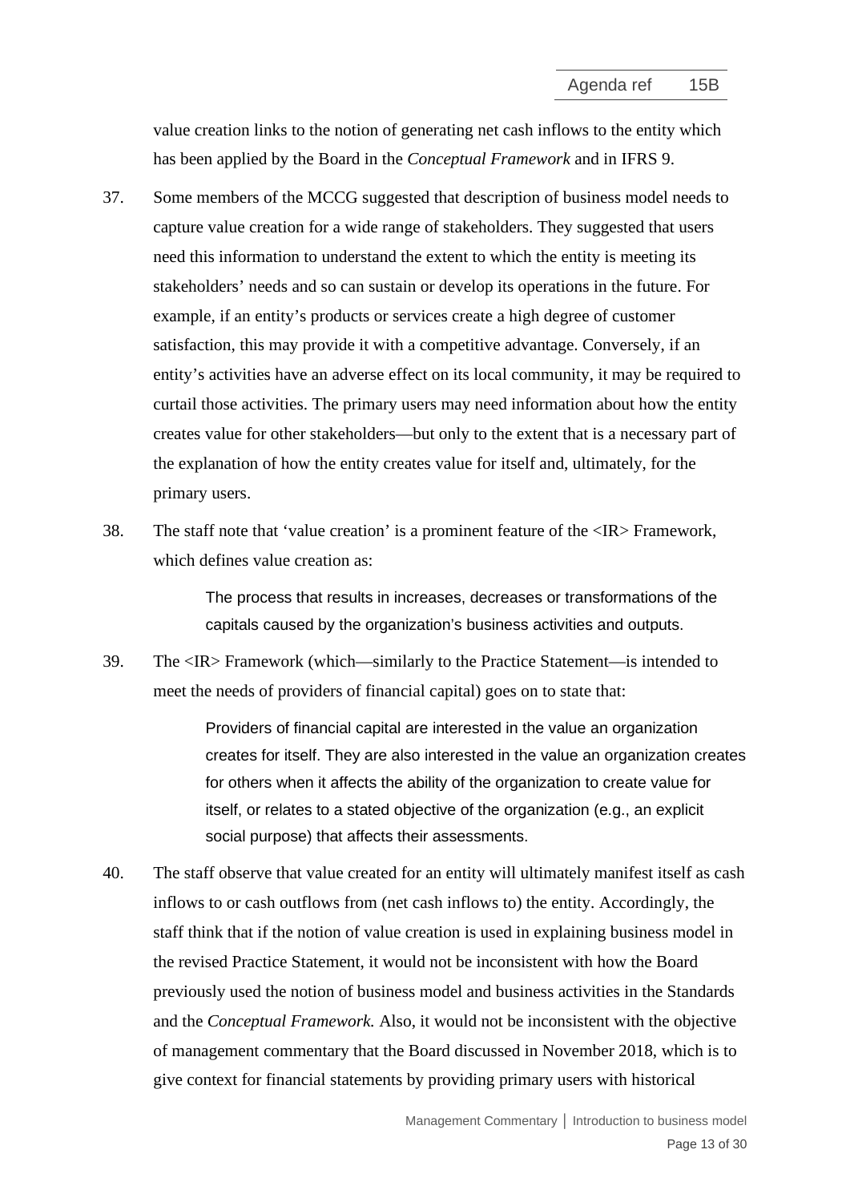value creation links to the notion of generating net cash inflows to the entity which has been applied by the Board in the *Conceptual Framework* and in IFRS 9.

37. Some members of the MCCG suggested that description of business model needs to capture value creation for a wide range of stakeholders. They suggested that users need this information to understand the extent to which the entity is meeting its stakeholders' needs and so can sustain or develop its operations in the future. For example, if an entity's products or services create a high degree of customer satisfaction, this may provide it with a competitive advantage. Conversely, if an entity's activities have an adverse effect on its local community, it may be required to curtail those activities. The primary users may need information about how the entity creates value for other stakeholders—but only to the extent that is a necessary part of the explanation of how the entity creates value for itself and, ultimately, for the primary users.

38. The staff note that 'value creation' is a prominent feature of the <IR> Framework, which defines value creation as:

> The process that results in increases, decreases or transformations of the capitals caused by the organization's business activities and outputs.

39. The <IR> Framework (which—similarly to the Practice Statement—is intended to meet the needs of providers of financial capital) goes on to state that:

> Providers of financial capital are interested in the value an organization creates for itself. They are also interested in the value an organization creates for others when it affects the ability of the organization to create value for itself, or relates to a stated objective of the organization (e.g., an explicit social purpose) that affects their assessments.

40. The staff observe that value created for an entity will ultimately manifest itself as cash inflows to or cash outflows from (net cash inflows to) the entity. Accordingly, the staff think that if the notion of value creation is used in explaining business model in the revised Practice Statement, it would not be inconsistent with how the Board previously used the notion of business model and business activities in the Standards and the *Conceptual Framework.* Also, it would not be inconsistent with the objective of management commentary that the Board discussed in November 2018, which is to give context for financial statements by providing primary users with historical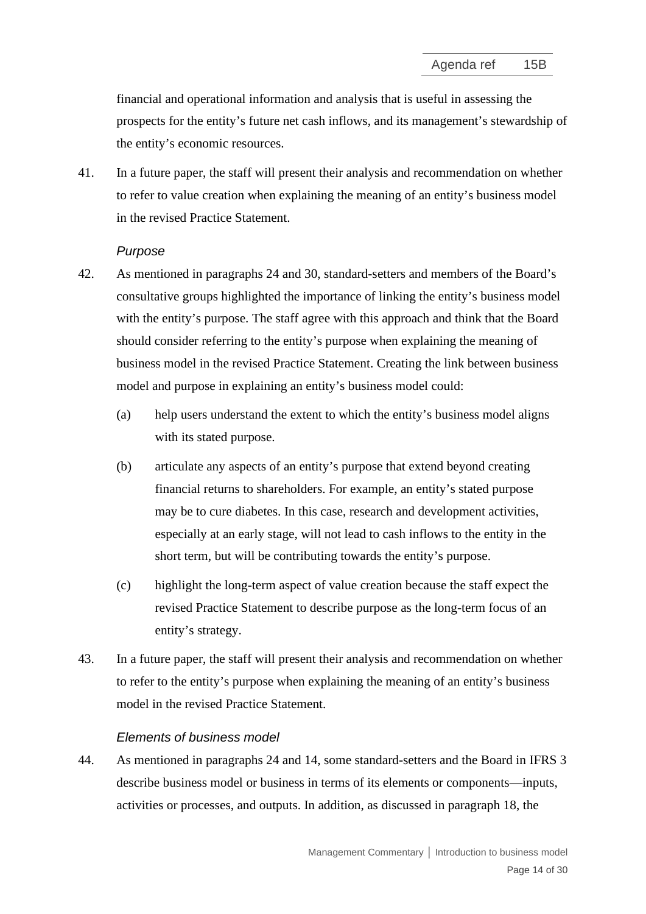financial and operational information and analysis that is useful in assessing the prospects for the entity's future net cash inflows, and its management's stewardship of the entity's economic resources.

41. In a future paper, the staff will present their analysis and recommendation on whether to refer to value creation when explaining the meaning of an entity's business model in the revised Practice Statement.

*Purpose*

42. As mentioned in paragraphs 24 and 30, standard-setters and members of the Board's consultative groups highlighted the importance of linking the entity's business model with the entity's purpose. The staff agree with this approach and think that the Board should consider referring to the entity's purpose when explaining the meaning of business model in the revised Practice Statement. Creating the link between business model and purpose in explaining an entity's business model could:

    (a) help users understand the extent to which the entity's business model aligns with its stated purpose.

    (b) articulate any aspects of an entity's purpose that extend beyond creating financial returns to shareholders. For example, an entity's stated purpose may be to cure diabetes. In this case, research and development activities, especially at an early stage, will not lead to cash inflows to the entity in the short term, but will be contributing towards the entity's purpose.

    (c) highlight the long-term aspect of value creation because the staff expect the revised Practice Statement to describe purpose as the long-term focus of an entity's strategy.

43. In a future paper, the staff will present their analysis and recommendation on whether to refer to the entity's purpose when explaining the meaning of an entity's business model in the revised Practice Statement.

*Elements of business model*

44. As mentioned in paragraphs 24 and 14, some standard-setters and the Board in IFRS 3 describe business model or business in terms of its elements or components—inputs, activities or processes, and outputs. In addition, as discussed in paragraph 18, the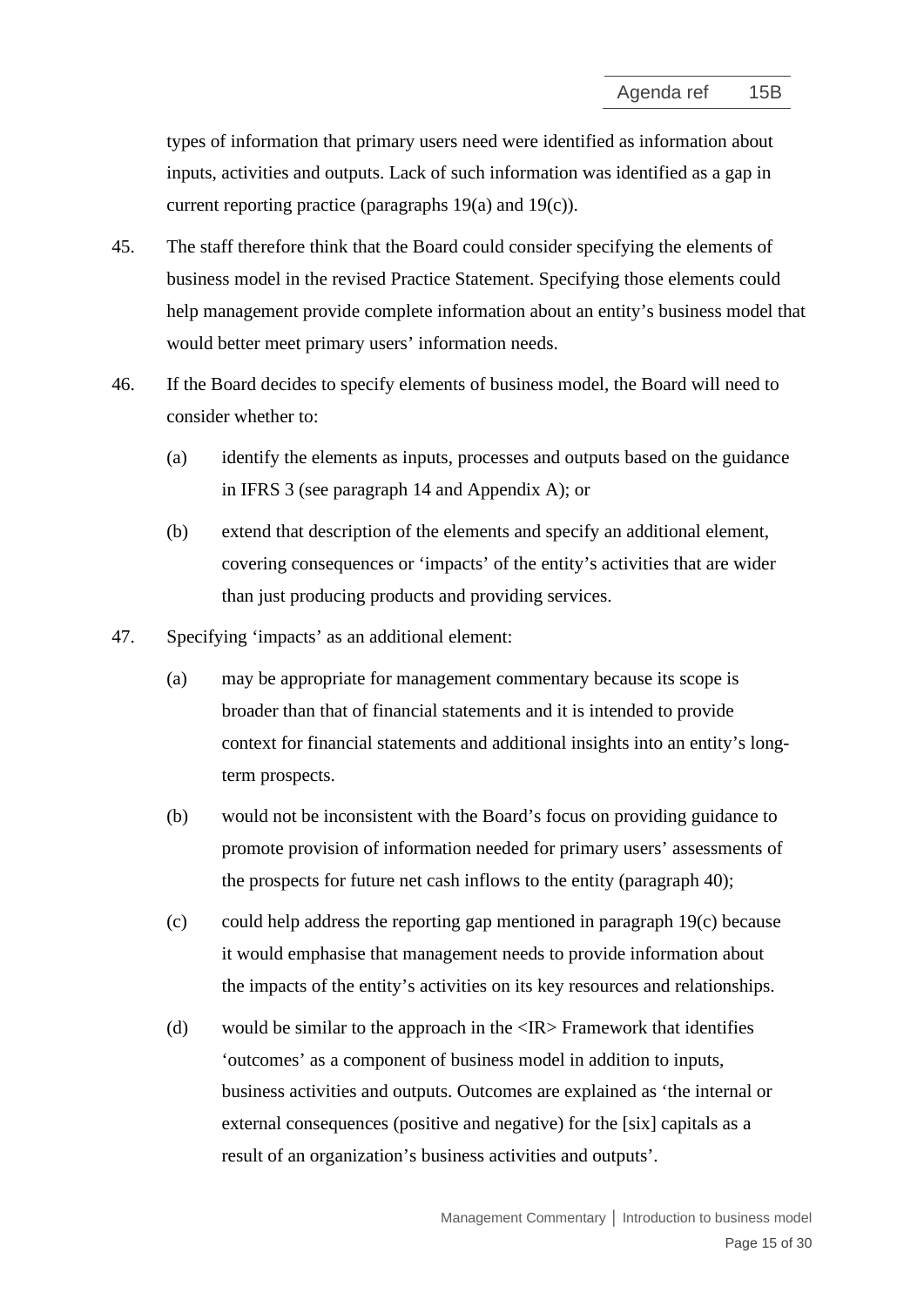types of information that primary users need were identified as information about inputs, activities and outputs. Lack of such information was identified as a gap in current reporting practice (paragraphs 19(a) and 19(c)).

45. The staff therefore think that the Board could consider specifying the elements of business model in the revised Practice Statement. Specifying those elements could help management provide complete information about an entity's business model that would better meet primary users' information needs.

46. If the Board decides to specify elements of business model, the Board will need to consider whether to:

    (a) identify the elements as inputs, processes and outputs based on the guidance in IFRS 3 (see paragraph 14 and Appendix A); or

    (b) extend that description of the elements and specify an additional element, covering consequences or 'impacts' of the entity's activities that are wider than just producing products and providing services.

47. Specifying 'impacts' as an additional element:

    (a) may be appropriate for management commentary because its scope is broader than that of financial statements and it is intended to provide context for financial statements and additional insights into an entity's long-term prospects.

    (b) would not be inconsistent with the Board's focus on providing guidance to promote provision of information needed for primary users' assessments of the prospects for future net cash inflows to the entity (paragraph 40);

    (c) could help address the reporting gap mentioned in paragraph 19(c) because it would emphasise that management needs to provide information about the impacts of the entity's activities on its key resources and relationships.

    (d) would be similar to the approach in the <IR> Framework that identifies 'outcomes' as a component of business model in addition to inputs, business activities and outputs. Outcomes are explained as 'the internal or external consequences (positive and negative) for the [six] capitals as a result of an organization's business activities and outputs'.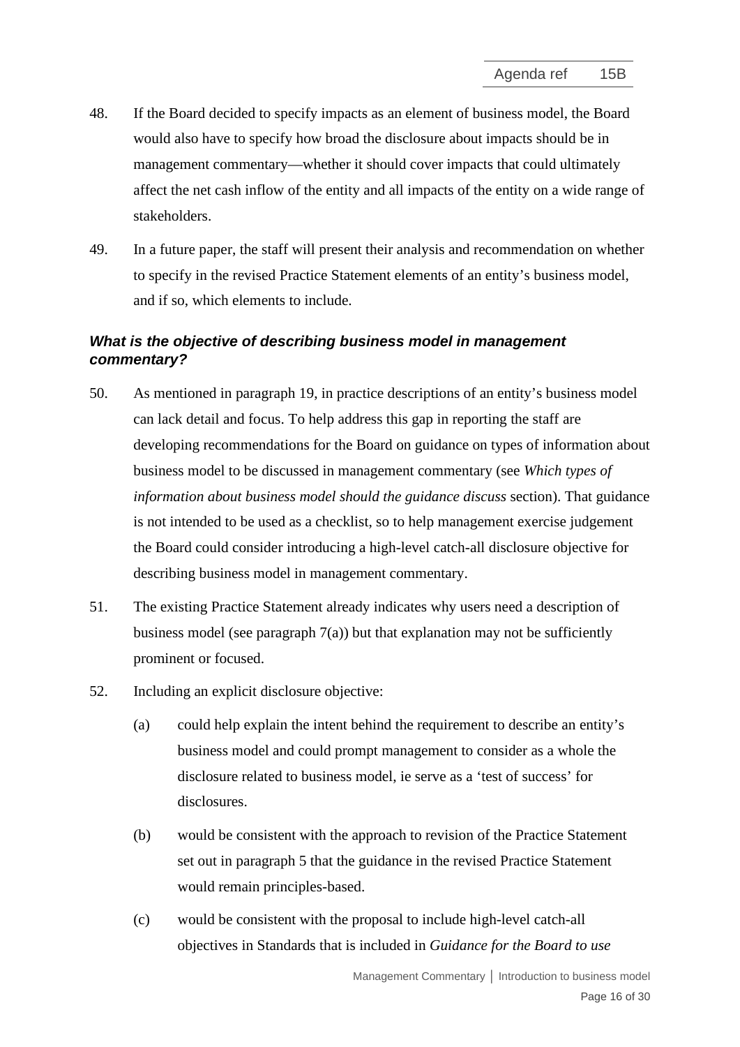48. If the Board decided to specify impacts as an element of business model, the Board would also have to specify how broad the disclosure about impacts should be in management commentary—whether it should cover impacts that could ultimately affect the net cash inflow of the entity and all impacts of the entity on a wide range of stakeholders.

49. In a future paper, the staff will present their analysis and recommendation on whether to specify in the revised Practice Statement elements of an entity's business model, and if so, which elements to include.

### *What is the objective of describing business model in management commentary?*

50. As mentioned in paragraph 19, in practice descriptions of an entity's business model can lack detail and focus. To help address this gap in reporting the staff are developing recommendations for the Board on guidance on types of information about business model to be discussed in management commentary (see *Which types of information about business model should the guidance discuss* section). That guidance is not intended to be used as a checklist, so to help management exercise judgement the Board could consider introducing a high-level catch-all disclosure objective for describing business model in management commentary.

51. The existing Practice Statement already indicates why users need a description of business model (see paragraph 7(a)) but that explanation may not be sufficiently prominent or focused.

52. Including an explicit disclosure objective:

    (a) could help explain the intent behind the requirement to describe an entity's business model and could prompt management to consider as a whole the disclosure related to business model, ie serve as a 'test of success' for disclosures.

    (b) would be consistent with the approach to revision of the Practice Statement set out in paragraph 5 that the guidance in the revised Practice Statement would remain principles-based.

    (c) would be consistent with the proposal to include high-level catch-all objectives in Standards that is included in *Guidance for the Board to use*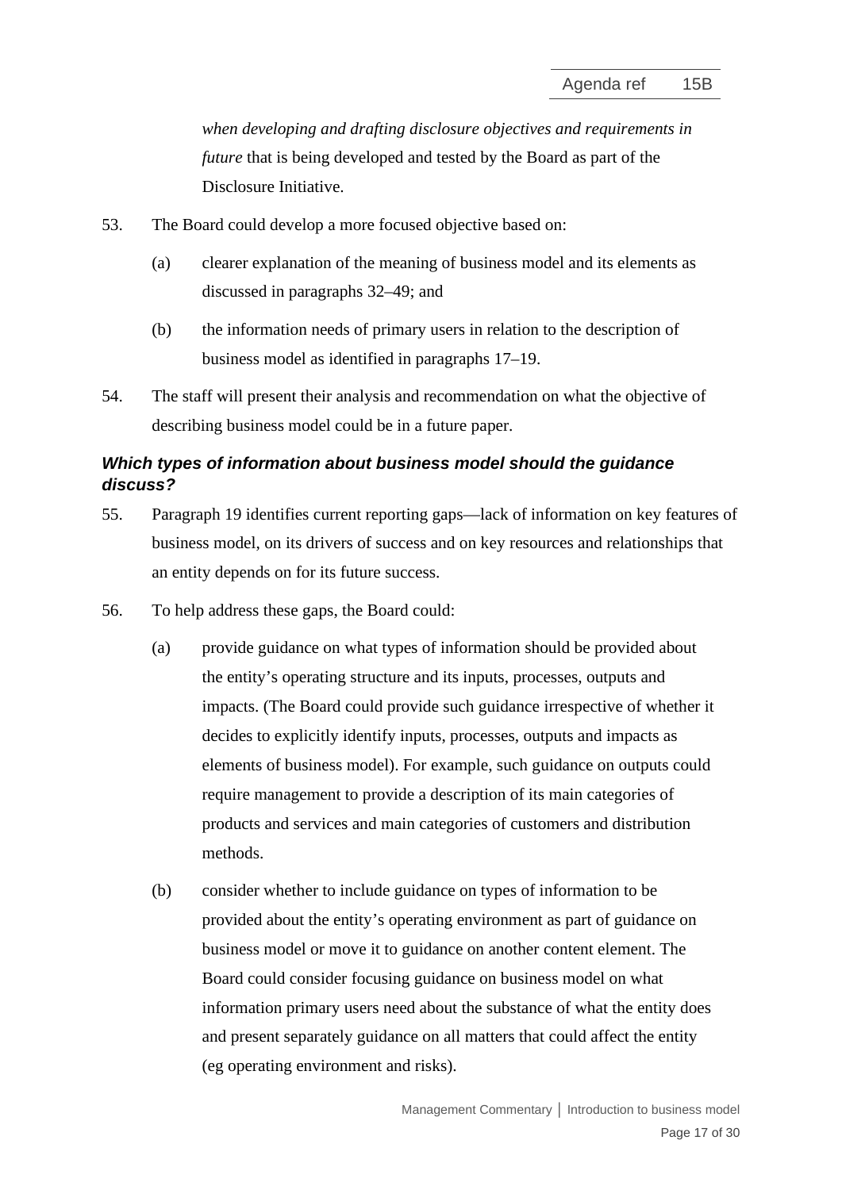*when developing and drafting disclosure objectives and requirements in future* that is being developed and tested by the Board as part of the Disclosure Initiative.

53. The Board could develop a more focused objective based on:

    (a) clearer explanation of the meaning of business model and its elements as discussed in paragraphs 32–49; and

    (b) the information needs of primary users in relation to the description of business model as identified in paragraphs 17–19.

54. The staff will present their analysis and recommendation on what the objective of describing business model could be in a future paper.

### *Which types of information about business model should the guidance discuss?*

55. Paragraph 19 identifies current reporting gaps—lack of information on key features of business model, on its drivers of success and on key resources and relationships that an entity depends on for its future success.

56. To help address these gaps, the Board could:

    (a) provide guidance on what types of information should be provided about the entity's operating structure and its inputs, processes, outputs and impacts. (The Board could provide such guidance irrespective of whether it decides to explicitly identify inputs, processes, outputs and impacts as elements of business model). For example, such guidance on outputs could require management to provide a description of its main categories of products and services and main categories of customers and distribution methods.

    (b) consider whether to include guidance on types of information to be provided about the entity's operating environment as part of guidance on business model or move it to guidance on another content element. The Board could consider focusing guidance on business model on what information primary users need about the substance of what the entity does and present separately guidance on all matters that could affect the entity (eg operating environment and risks).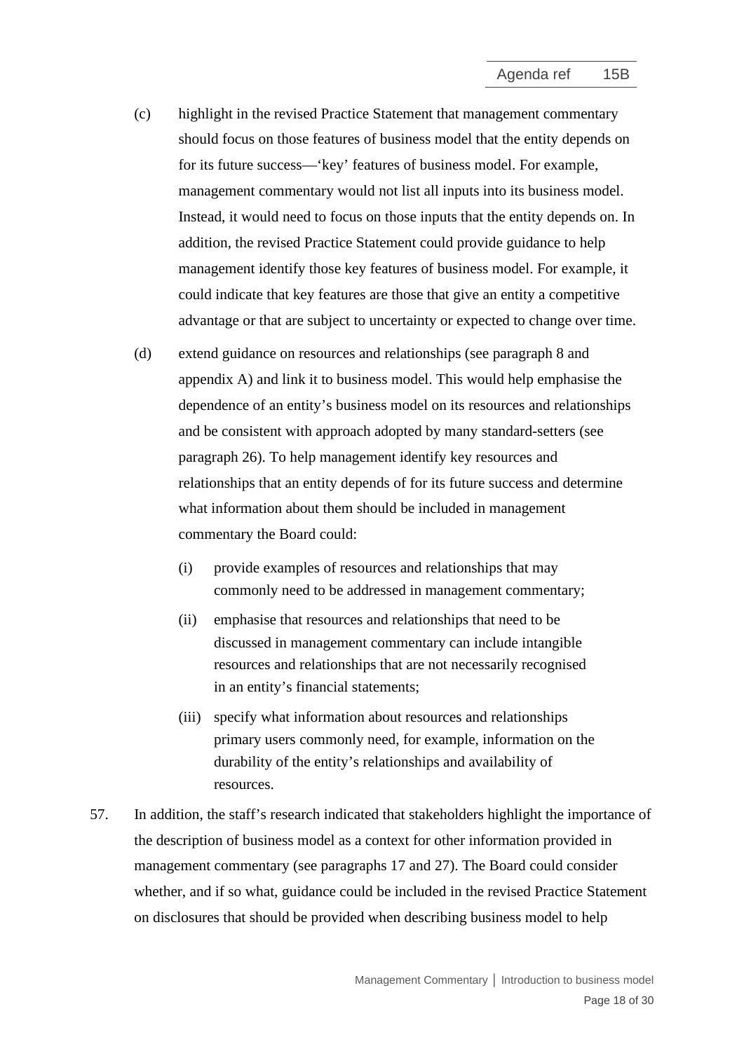(c) highlight in the revised Practice Statement that management commentary should focus on those features of business model that the entity depends on for its future success—'key' features of business model. For example, management commentary would not list all inputs into its business model. Instead, it would need to focus on those inputs that the entity depends on. In addition, the revised Practice Statement could provide guidance to help management identify those key features of business model. For example, it could indicate that key features are those that give an entity a competitive advantage or that are subject to uncertainty or expected to change over time.

(d) extend guidance on resources and relationships (see paragraph 8 and appendix A) and link it to business model. This would help emphasise the dependence of an entity's business model on its resources and relationships and be consistent with approach adopted by many standard-setters (see paragraph 26). To help management identify key resources and relationships that an entity depends of for its future success and determine what information about them should be included in management commentary the Board could:

   (i) provide examples of resources and relationships that may commonly need to be addressed in management commentary;

   (ii) emphasise that resources and relationships that need to be discussed in management commentary can include intangible resources and relationships that are not necessarily recognised in an entity's financial statements;

   (iii) specify what information about resources and relationships primary users commonly need, for example, information on the durability of the entity's relationships and availability of resources.

57. In addition, the staff's research indicated that stakeholders highlight the importance of the description of business model as a context for other information provided in management commentary (see paragraphs 17 and 27). The Board could consider whether, and if so what, guidance could be included in the revised Practice Statement on disclosures that should be provided when describing business model to help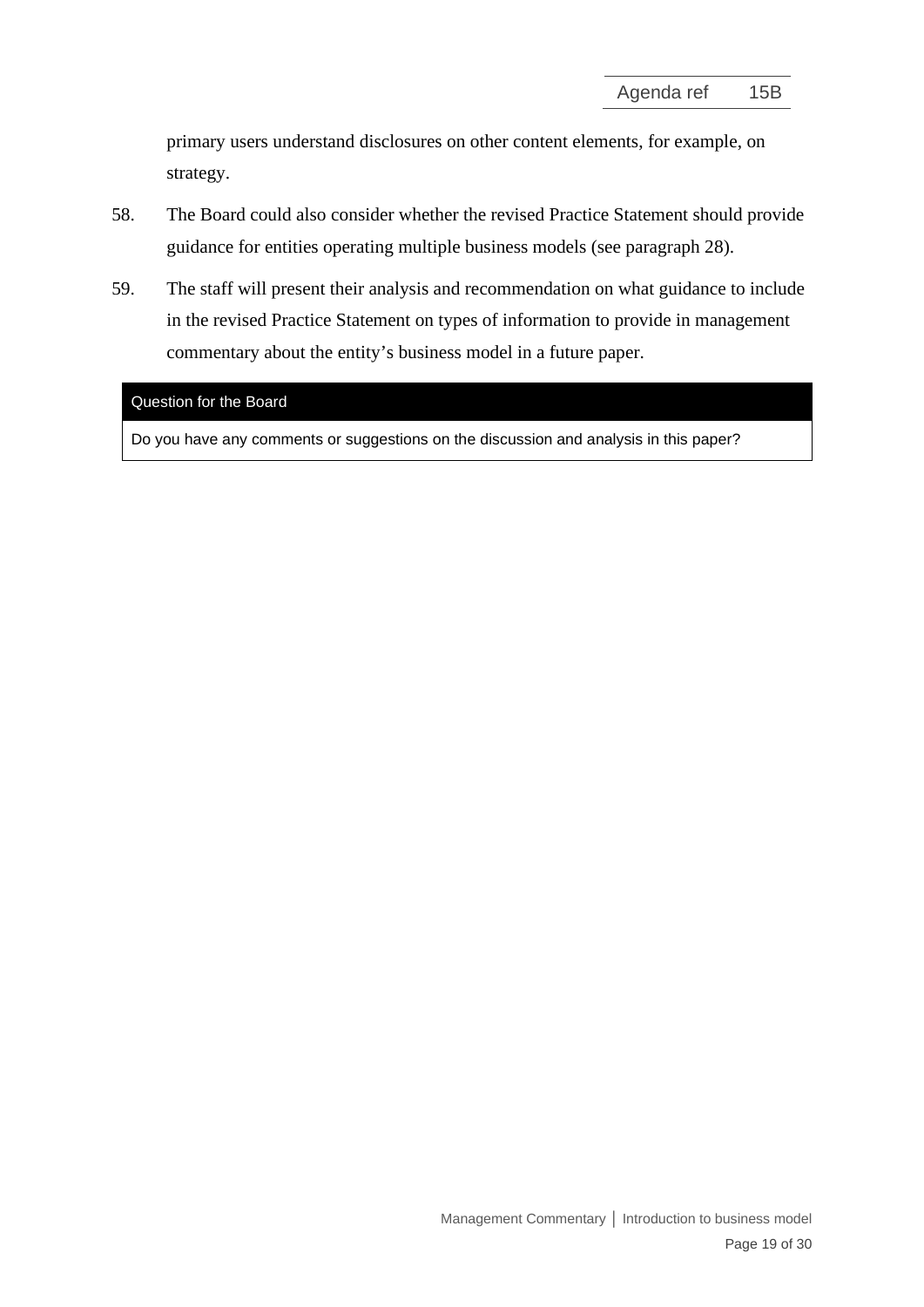primary users understand disclosures on other content elements, for example, on strategy.

58. The Board could also consider whether the revised Practice Statement should provide guidance for entities operating multiple business models (see paragraph 28).

59. The staff will present their analysis and recommendation on what guidance to include in the revised Practice Statement on types of information to provide in management commentary about the entity's business model in a future paper.

| Question for the Board |
| --- |
| Do you have any comments or suggestions on the discussion and analysis in this paper? |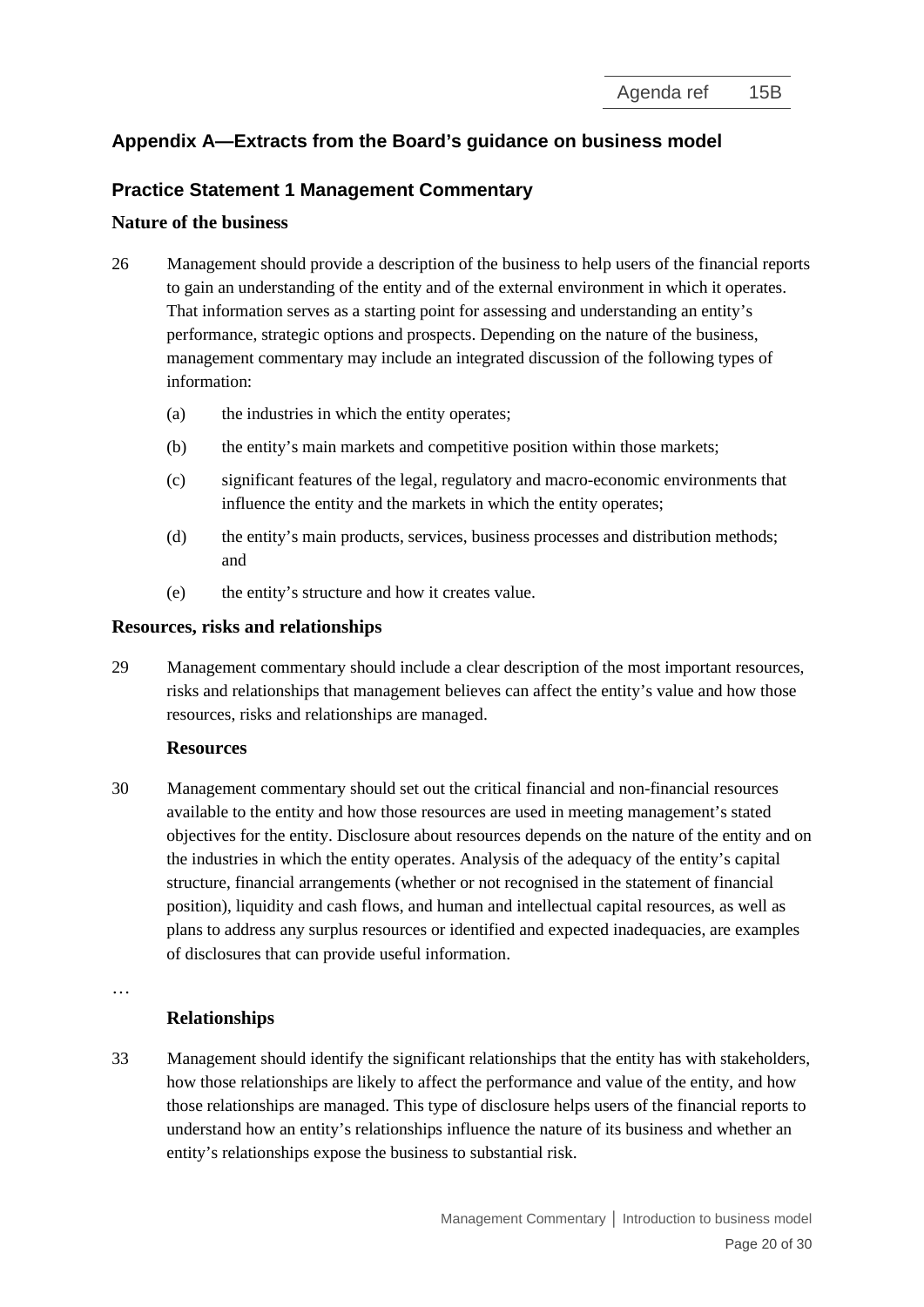## Appendix A—Extracts from the Board's guidance on business model

### Practice Statement 1 Management Commentary

#### Nature of the business

26 Management should provide a description of the business to help users of the financial reports to gain an understanding of the entity and of the external environment in which it operates. That information serves as a starting point for assessing and understanding an entity's performance, strategic options and prospects. Depending on the nature of the business, management commentary may include an integrated discussion of the following types of information:

- (a) the industries in which the entity operates;
- (b) the entity's main markets and competitive position within those markets;
- (c) significant features of the legal, regulatory and macro-economic environments that influence the entity and the markets in which the entity operates;
- (d) the entity's main products, services, business processes and distribution methods; and
- (e) the entity's structure and how it creates value.

#### Resources, risks and relationships

29 Management commentary should include a clear description of the most important resources, risks and relationships that management believes can affect the entity's value and how those resources, risks and relationships are managed.

**Resources**

30 Management commentary should set out the critical financial and non-financial resources available to the entity and how those resources are used in meeting management's stated objectives for the entity. Disclosure about resources depends on the nature of the entity and on the industries in which the entity operates. Analysis of the adequacy of the entity's capital structure, financial arrangements (whether or not recognised in the statement of financial position), liquidity and cash flows, and human and intellectual capital resources, as well as plans to address any surplus resources or identified and expected inadequacies, are examples of disclosures that can provide useful information.

…

**Relationships**

33 Management should identify the significant relationships that the entity has with stakeholders, how those relationships are likely to affect the performance and value of the entity, and how those relationships are managed. This type of disclosure helps users of the financial reports to understand how an entity's relationships influence the nature of its business and whether an entity's relationships expose the business to substantial risk.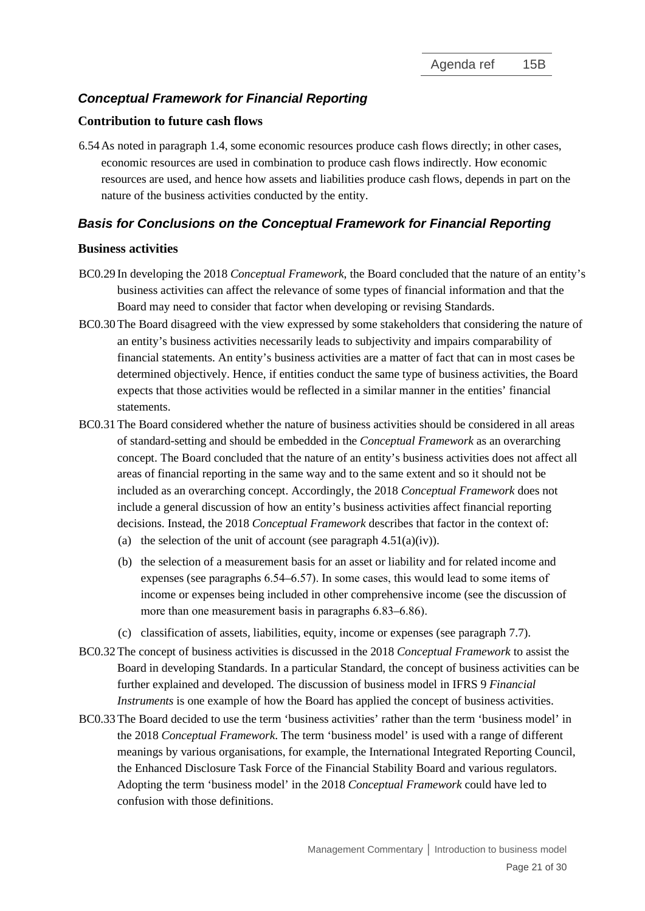## *Conceptual Framework for Financial Reporting*

### Contribution to future cash flows

6.54 As noted in paragraph 1.4, some economic resources produce cash flows directly; in other cases, economic resources are used in combination to produce cash flows indirectly. How economic resources are used, and hence how assets and liabilities produce cash flows, depends in part on the nature of the business activities conducted by the entity.

## *Basis for Conclusions on the Conceptual Framework for Financial Reporting*

### Business activities

BC0.29 In developing the 2018 *Conceptual Framework*, the Board concluded that the nature of an entity's business activities can affect the relevance of some types of financial information and that the Board may need to consider that factor when developing or revising Standards.

BC0.30 The Board disagreed with the view expressed by some stakeholders that considering the nature of an entity's business activities necessarily leads to subjectivity and impairs comparability of financial statements. An entity's business activities are a matter of fact that can in most cases be determined objectively. Hence, if entities conduct the same type of business activities, the Board expects that those activities would be reflected in a similar manner in the entities' financial statements.

BC0.31 The Board considered whether the nature of business activities should be considered in all areas of standard-setting and should be embedded in the *Conceptual Framework* as an overarching concept. The Board concluded that the nature of an entity's business activities does not affect all areas of financial reporting in the same way and to the same extent and so it should not be included as an overarching concept. Accordingly, the 2018 *Conceptual Framework* does not include a general discussion of how an entity's business activities affect financial reporting decisions. Instead, the 2018 *Conceptual Framework* describes that factor in the context of:

(a) the selection of the unit of account (see paragraph 4.51(a)(iv)).

(b) the selection of a measurement basis for an asset or liability and for related income and expenses (see paragraphs 6.54–6.57). In some cases, this would lead to some items of income or expenses being included in other comprehensive income (see the discussion of more than one measurement basis in paragraphs 6.83–6.86).

(c) classification of assets, liabilities, equity, income or expenses (see paragraph 7.7).

BC0.32 The concept of business activities is discussed in the 2018 *Conceptual Framework* to assist the Board in developing Standards. In a particular Standard, the concept of business activities can be further explained and developed. The discussion of business model in IFRS 9 *Financial Instruments* is one example of how the Board has applied the concept of business activities.

BC0.33 The Board decided to use the term 'business activities' rather than the term 'business model' in the 2018 *Conceptual Framework*. The term 'business model' is used with a range of different meanings by various organisations, for example, the International Integrated Reporting Council, the Enhanced Disclosure Task Force of the Financial Stability Board and various regulators. Adopting the term 'business model' in the 2018 *Conceptual Framework* could have led to confusion with those definitions.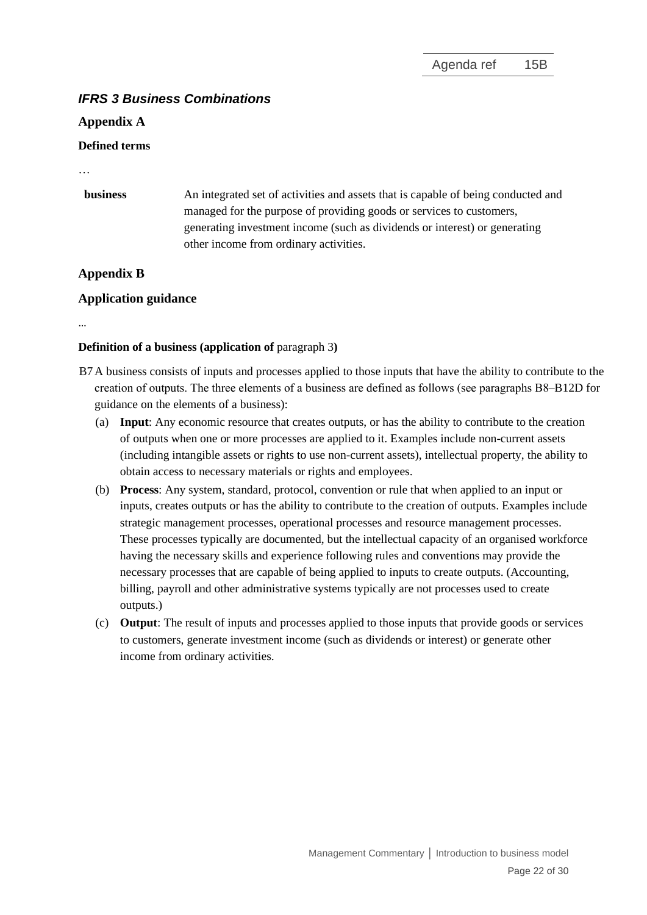### *IFRS 3 Business Combinations*

#### Appendix A

**Defined terms**

…

| | |
|---|---|
| **business** | An integrated set of activities and assets that is capable of being conducted and managed for the purpose of providing goods or services to customers, generating investment income (such as dividends or interest) or generating other income from ordinary activities. |

#### Appendix B

#### Application guidance

...

**Definition of a business (application of** paragraph 3**)**

B7 A business consists of inputs and processes applied to those inputs that have the ability to contribute to the creation of outputs. The three elements of a business are defined as follows (see paragraphs B8–B12D for guidance on the elements of a business):

(a) **Input**: Any economic resource that creates outputs, or has the ability to contribute to the creation of outputs when one or more processes are applied to it. Examples include non-current assets (including intangible assets or rights to use non-current assets), intellectual property, the ability to obtain access to necessary materials or rights and employees.

(b) **Process**: Any system, standard, protocol, convention or rule that when applied to an input or inputs, creates outputs or has the ability to contribute to the creation of outputs. Examples include strategic management processes, operational processes and resource management processes. These processes typically are documented, but the intellectual capacity of an organised workforce having the necessary skills and experience following rules and conventions may provide the necessary processes that are capable of being applied to inputs to create outputs. (Accounting, billing, payroll and other administrative systems typically are not processes used to create outputs.)

(c) **Output**: The result of inputs and processes applied to those inputs that provide goods or services to customers, generate investment income (such as dividends or interest) or generate other income from ordinary activities.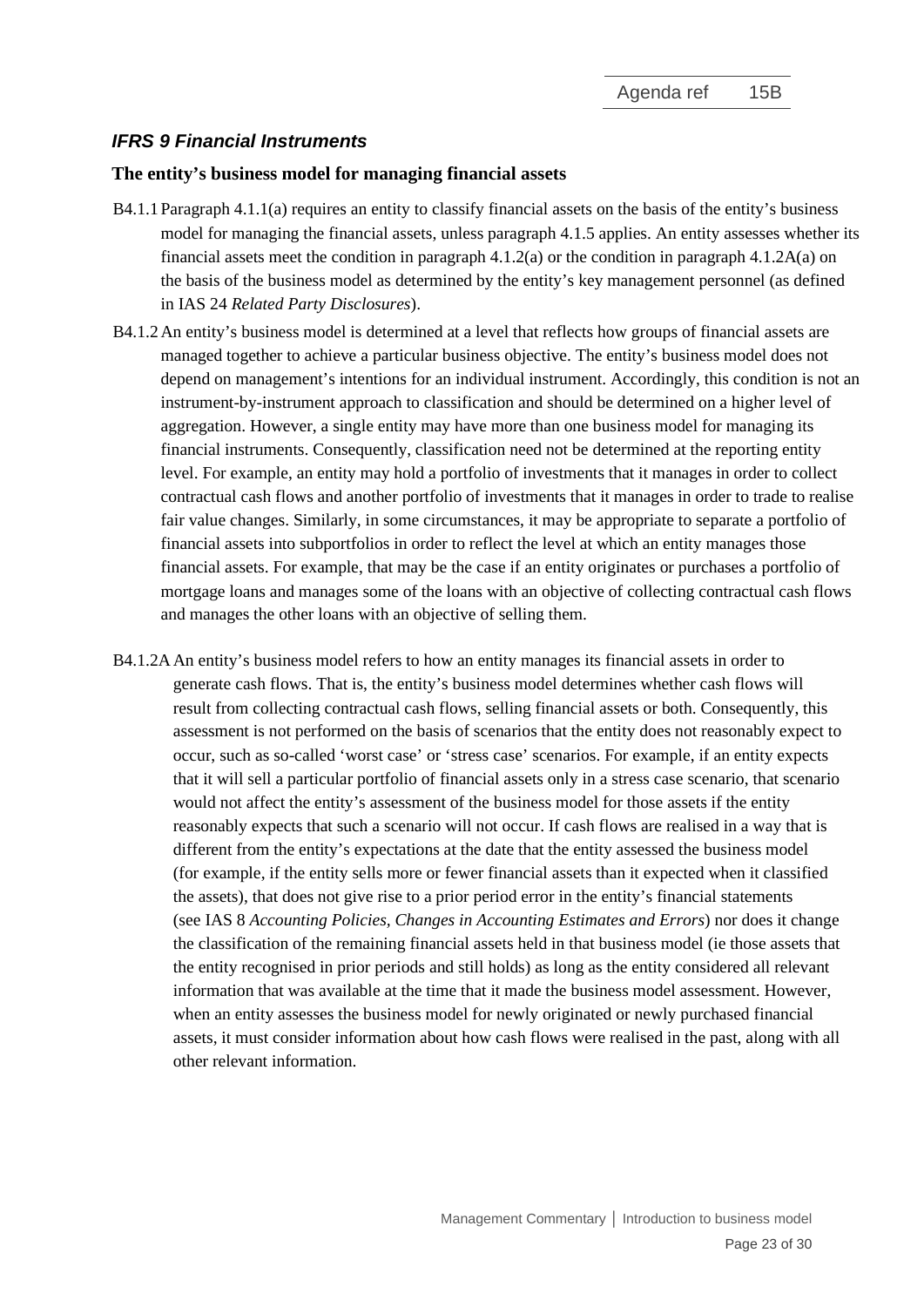### *IFRS 9 Financial Instruments*

#### The entity's business model for managing financial assets

B4.1.1 Paragraph 4.1.1(a) requires an entity to classify financial assets on the basis of the entity's business model for managing the financial assets, unless paragraph 4.1.5 applies. An entity assesses whether its financial assets meet the condition in paragraph 4.1.2(a) or the condition in paragraph 4.1.2A(a) on the basis of the business model as determined by the entity's key management personnel (as defined in IAS 24 *Related Party Disclosures*).

B4.1.2 An entity's business model is determined at a level that reflects how groups of financial assets are managed together to achieve a particular business objective. The entity's business model does not depend on management's intentions for an individual instrument. Accordingly, this condition is not an instrument-by-instrument approach to classification and should be determined on a higher level of aggregation. However, a single entity may have more than one business model for managing its financial instruments. Consequently, classification need not be determined at the reporting entity level. For example, an entity may hold a portfolio of investments that it manages in order to collect contractual cash flows and another portfolio of investments that it manages in order to trade to realise fair value changes. Similarly, in some circumstances, it may be appropriate to separate a portfolio of financial assets into subportfolios in order to reflect the level at which an entity manages those financial assets. For example, that may be the case if an entity originates or purchases a portfolio of mortgage loans and manages some of the loans with an objective of collecting contractual cash flows and manages the other loans with an objective of selling them.

B4.1.2A An entity's business model refers to how an entity manages its financial assets in order to generate cash flows. That is, the entity's business model determines whether cash flows will result from collecting contractual cash flows, selling financial assets or both. Consequently, this assessment is not performed on the basis of scenarios that the entity does not reasonably expect to occur, such as so-called 'worst case' or 'stress case' scenarios. For example, if an entity expects that it will sell a particular portfolio of financial assets only in a stress case scenario, that scenario would not affect the entity's assessment of the business model for those assets if the entity reasonably expects that such a scenario will not occur. If cash flows are realised in a way that is different from the entity's expectations at the date that the entity assessed the business model (for example, if the entity sells more or fewer financial assets than it expected when it classified the assets), that does not give rise to a prior period error in the entity's financial statements (see IAS 8 *Accounting Policies, Changes in Accounting Estimates and Errors*) nor does it change the classification of the remaining financial assets held in that business model (ie those assets that the entity recognised in prior periods and still holds) as long as the entity considered all relevant information that was available at the time that it made the business model assessment. However, when an entity assesses the business model for newly originated or newly purchased financial assets, it must consider information about how cash flows were realised in the past, along with all other relevant information.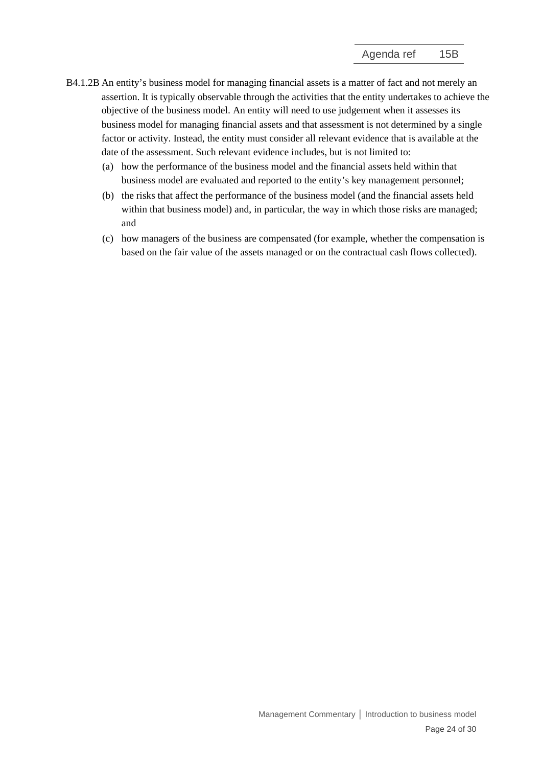B4.1.2B An entity's business model for managing financial assets is a matter of fact and not merely an assertion. It is typically observable through the activities that the entity undertakes to achieve the objective of the business model. An entity will need to use judgement when it assesses its business model for managing financial assets and that assessment is not determined by a single factor or activity. Instead, the entity must consider all relevant evidence that is available at the date of the assessment. Such relevant evidence includes, but is not limited to:

(a) how the performance of the business model and the financial assets held within that business model are evaluated and reported to the entity's key management personnel;

(b) the risks that affect the performance of the business model (and the financial assets held within that business model) and, in particular, the way in which those risks are managed; and

(c) how managers of the business are compensated (for example, whether the compensation is based on the fair value of the assets managed or on the contractual cash flows collected).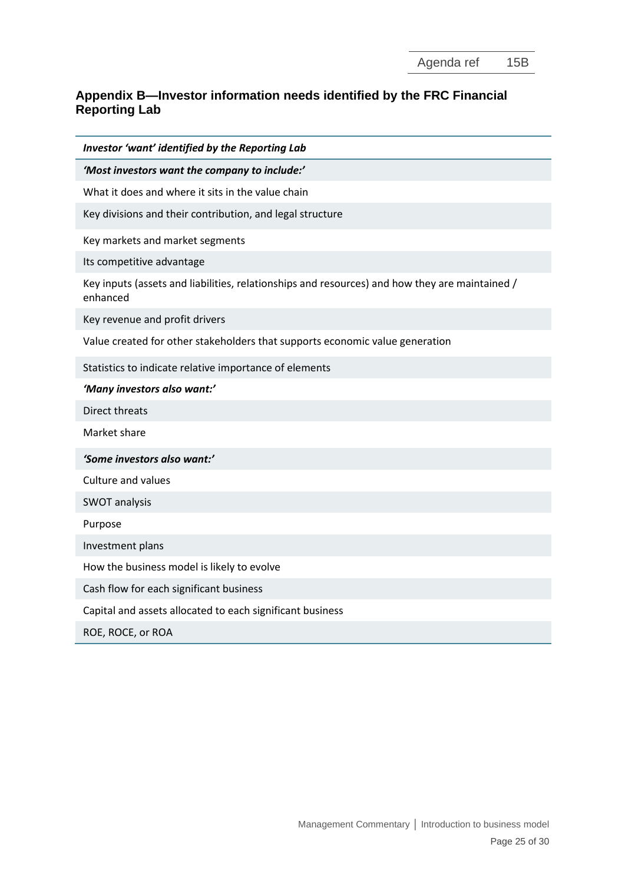## Appendix B—Investor information needs identified by the FRC Financial Reporting Lab

| *Investor 'want' identified by the Reporting Lab* |
|---|
| ***'Most investors want the company to include:'*** |
| What it does and where it sits in the value chain |
| Key divisions and their contribution, and legal structure |
| Key markets and market segments |
| Its competitive advantage |
| Key inputs (assets and liabilities, relationships and resources) and how they are maintained / enhanced |
| Key revenue and profit drivers |
| Value created for other stakeholders that supports economic value generation |
| Statistics to indicate relative importance of elements |
| ***'Many investors also want:'*** |
| Direct threats |
| Market share |
| ***'Some investors also want:'*** |
| Culture and values |
| SWOT analysis |
| Purpose |
| Investment plans |
| How the business model is likely to evolve |
| Cash flow for each significant business |
| Capital and assets allocated to each significant business |
| ROE, ROCE, or ROA |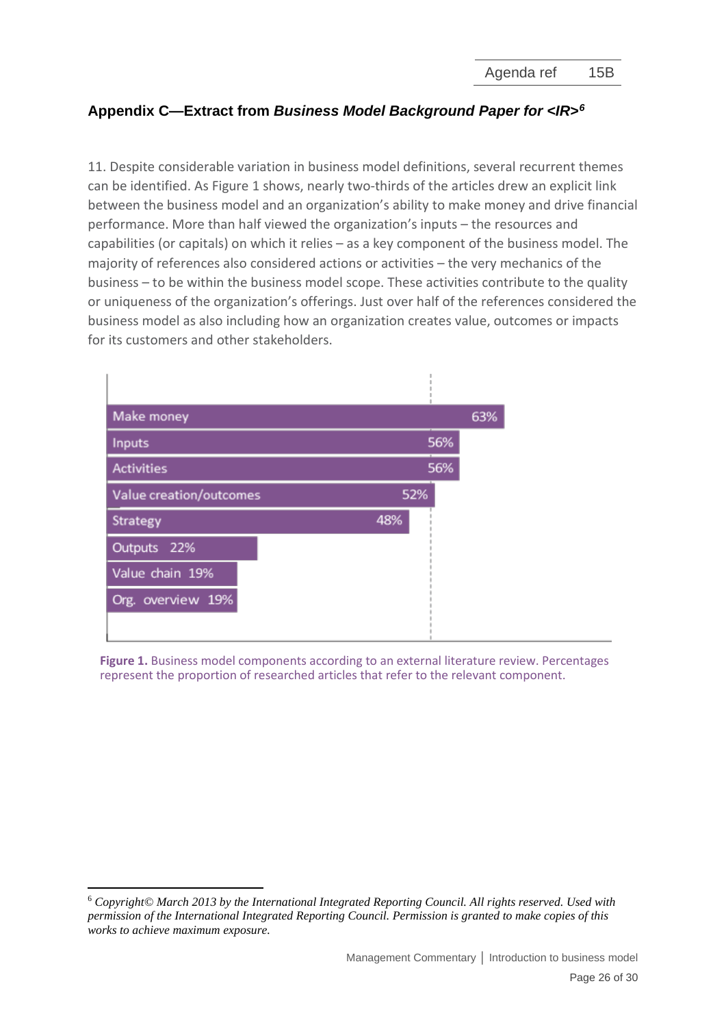## Appendix C—Extract from *Business Model Background Paper for <IR>*[6]

11. Despite considerable variation in business model definitions, several recurrent themes can be identified. As Figure 1 shows, nearly two-thirds of the articles drew an explicit link between the business model and an organization's ability to make money and drive financial performance. More than half viewed the organization's inputs – the resources and capabilities (or capitals) on which it relies – as a key component of the business model. The majority of references also considered actions or activities – the very mechanics of the business – to be within the business model scope. These activities contribute to the quality or uniqueness of the organization's offerings. Just over half of the references considered the business model as also including how an organization creates value, outcomes or impacts for its customers and other stakeholders.

| Component | Percentage |
|---|---|
| Make money | 63% |
| Inputs | 56% |
| Activities | 56% |
| Value creation/outcomes | 52% |
| Strategy | 48% |
| Outputs | 22% |
| Value chain | 19% |
| Org. overview | 19% |

**Figure 1.** Business model components according to an external literature review. Percentages represent the proportion of researched articles that refer to the relevant component.

[6] *Copyright© March 2013 by the International Integrated Reporting Council. All rights reserved. Used with permission of the International Integrated Reporting Council. Permission is granted to make copies of this works to achieve maximum exposure.*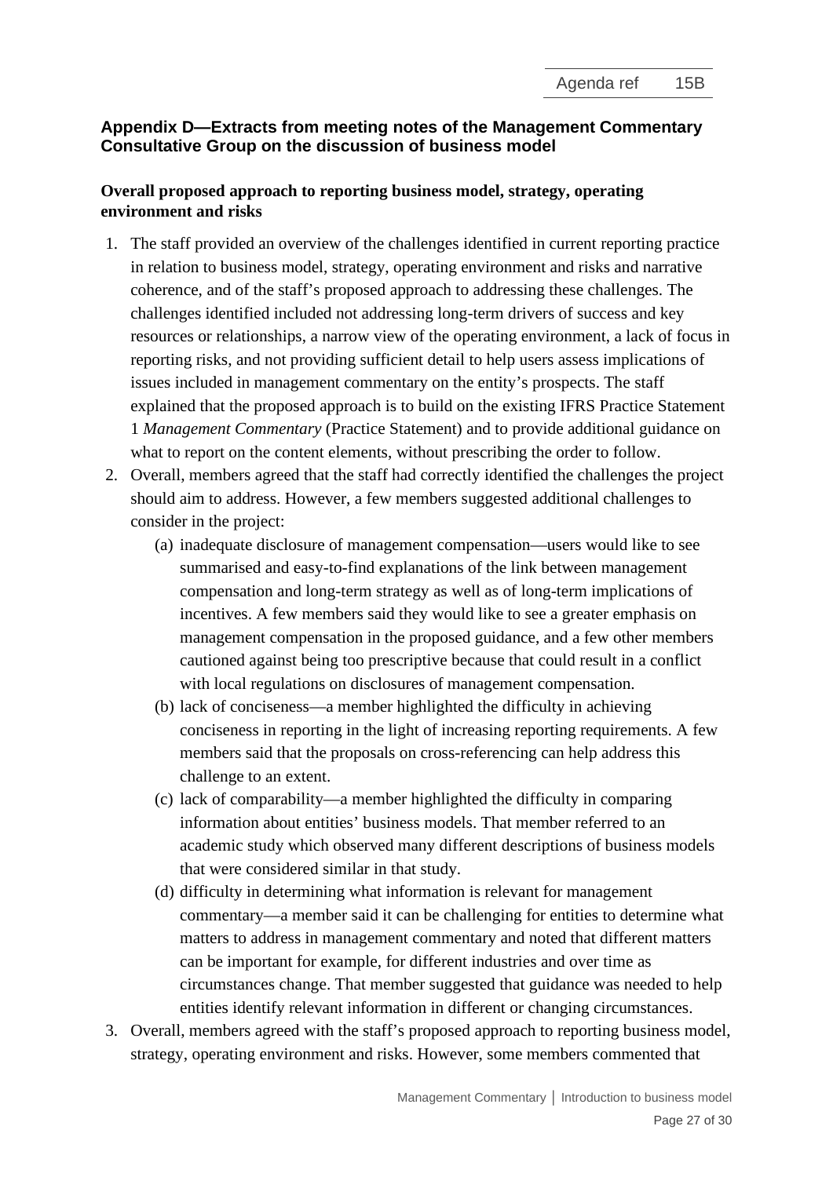## Appendix D—Extracts from meeting notes of the Management Commentary Consultative Group on the discussion of business model

### Overall proposed approach to reporting business model, strategy, operating environment and risks

1. The staff provided an overview of the challenges identified in current reporting practice in relation to business model, strategy, operating environment and risks and narrative coherence, and of the staff's proposed approach to addressing these challenges. The challenges identified included not addressing long-term drivers of success and key resources or relationships, a narrow view of the operating environment, a lack of focus in reporting risks, and not providing sufficient detail to help users assess implications of issues included in management commentary on the entity's prospects. The staff explained that the proposed approach is to build on the existing IFRS Practice Statement 1 *Management Commentary* (Practice Statement) and to provide additional guidance on what to report on the content elements, without prescribing the order to follow.
2. Overall, members agreed that the staff had correctly identified the challenges the project should aim to address. However, a few members suggested additional challenges to consider in the project:
   - (a) inadequate disclosure of management compensation—users would like to see summarised and easy-to-find explanations of the link between management compensation and long-term strategy as well as of long-term implications of incentives. A few members said they would like to see a greater emphasis on management compensation in the proposed guidance, and a few other members cautioned against being too prescriptive because that could result in a conflict with local regulations on disclosures of management compensation.
   - (b) lack of conciseness—a member highlighted the difficulty in achieving conciseness in reporting in the light of increasing reporting requirements. A few members said that the proposals on cross-referencing can help address this challenge to an extent.
   - (c) lack of comparability—a member highlighted the difficulty in comparing information about entities' business models. That member referred to an academic study which observed many different descriptions of business models that were considered similar in that study.
   - (d) difficulty in determining what information is relevant for management commentary—a member said it can be challenging for entities to determine what matters to address in management commentary and noted that different matters can be important for example, for different industries and over time as circumstances change. That member suggested that guidance was needed to help entities identify relevant information in different or changing circumstances.
3. Overall, members agreed with the staff's proposed approach to reporting business model, strategy, operating environment and risks. However, some members commented that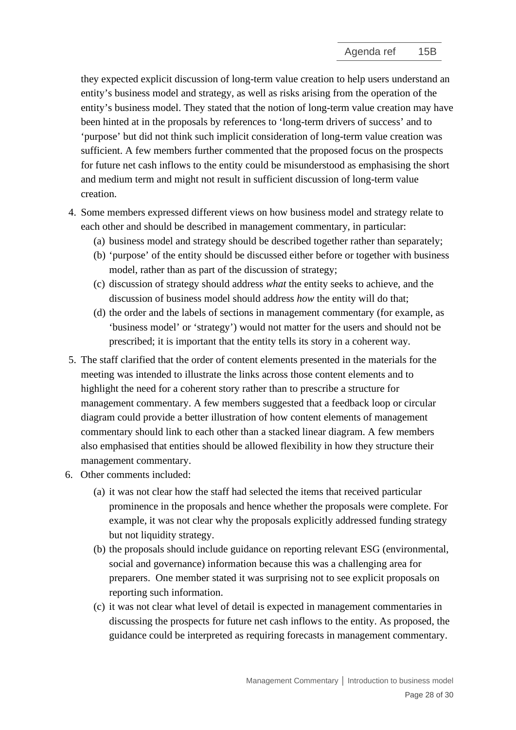they expected explicit discussion of long-term value creation to help users understand an entity's business model and strategy, as well as risks arising from the operation of the entity's business model. They stated that the notion of long-term value creation may have been hinted at in the proposals by references to 'long-term drivers of success' and to 'purpose' but did not think such implicit consideration of long-term value creation was sufficient. A few members further commented that the proposed focus on the prospects for future net cash inflows to the entity could be misunderstood as emphasising the short and medium term and might not result in sufficient discussion of long-term value creation.

4. Some members expressed different views on how business model and strategy relate to each other and should be described in management commentary, in particular:
   - (a) business model and strategy should be described together rather than separately;
   - (b) 'purpose' of the entity should be discussed either before or together with business model, rather than as part of the discussion of strategy;
   - (c) discussion of strategy should address *what* the entity seeks to achieve, and the discussion of business model should address *how* the entity will do that;
   - (d) the order and the labels of sections in management commentary (for example, as 'business model' or 'strategy') would not matter for the users and should not be prescribed; it is important that the entity tells its story in a coherent way.

5. The staff clarified that the order of content elements presented in the materials for the meeting was intended to illustrate the links across those content elements and to highlight the need for a coherent story rather than to prescribe a structure for management commentary. A few members suggested that a feedback loop or circular diagram could provide a better illustration of how content elements of management commentary should link to each other than a stacked linear diagram. A few members also emphasised that entities should be allowed flexibility in how they structure their management commentary.

6. Other comments included:
   - (a) it was not clear how the staff had selected the items that received particular prominence in the proposals and hence whether the proposals were complete. For example, it was not clear why the proposals explicitly addressed funding strategy but not liquidity strategy.
   - (b) the proposals should include guidance on reporting relevant ESG (environmental, social and governance) information because this was a challenging area for preparers. One member stated it was surprising not to see explicit proposals on reporting such information.
   - (c) it was not clear what level of detail is expected in management commentaries in discussing the prospects for future net cash inflows to the entity. As proposed, the guidance could be interpreted as requiring forecasts in management commentary.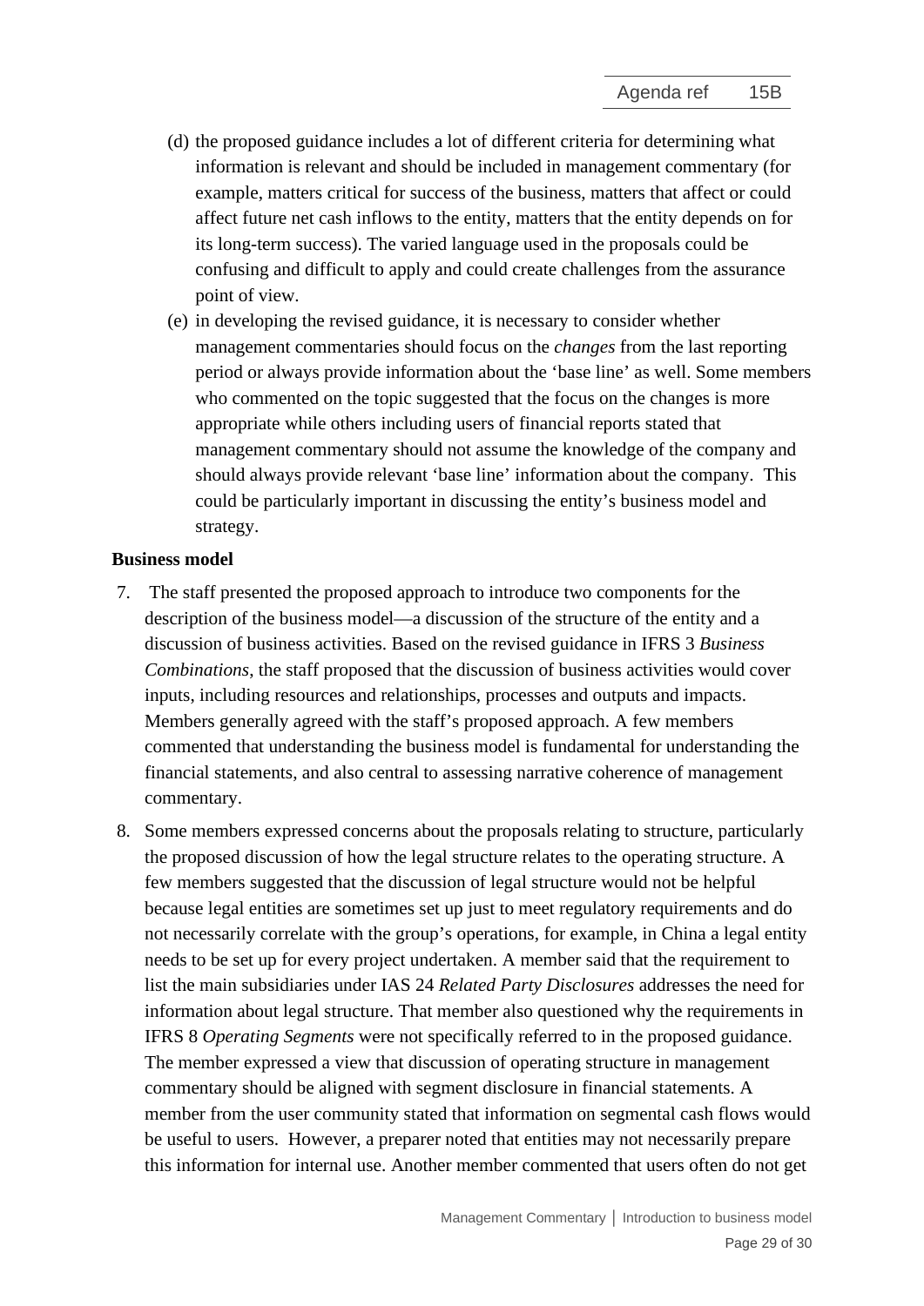(d) the proposed guidance includes a lot of different criteria for determining what information is relevant and should be included in management commentary (for example, matters critical for success of the business, matters that affect or could affect future net cash inflows to the entity, matters that the entity depends on for its long-term success). The varied language used in the proposals could be confusing and difficult to apply and could create challenges from the assurance point of view.

(e) in developing the revised guidance, it is necessary to consider whether management commentaries should focus on the *changes* from the last reporting period or always provide information about the 'base line' as well. Some members who commented on the topic suggested that the focus on the changes is more appropriate while others including users of financial reports stated that management commentary should not assume the knowledge of the company and should always provide relevant 'base line' information about the company. This could be particularly important in discussing the entity's business model and strategy.

**Business model**

7. The staff presented the proposed approach to introduce two components for the description of the business model—a discussion of the structure of the entity and a discussion of business activities. Based on the revised guidance in IFRS 3 *Business Combinations*, the staff proposed that the discussion of business activities would cover inputs, including resources and relationships, processes and outputs and impacts. Members generally agreed with the staff's proposed approach. A few members commented that understanding the business model is fundamental for understanding the financial statements, and also central to assessing narrative coherence of management commentary.

8. Some members expressed concerns about the proposals relating to structure, particularly the proposed discussion of how the legal structure relates to the operating structure. A few members suggested that the discussion of legal structure would not be helpful because legal entities are sometimes set up just to meet regulatory requirements and do not necessarily correlate with the group's operations, for example, in China a legal entity needs to be set up for every project undertaken. A member said that the requirement to list the main subsidiaries under IAS 24 *Related Party Disclosures* addresses the need for information about legal structure. That member also questioned why the requirements in IFRS 8 *Operating Segments* were not specifically referred to in the proposed guidance. The member expressed a view that discussion of operating structure in management commentary should be aligned with segment disclosure in financial statements. A member from the user community stated that information on segmental cash flows would be useful to users. However, a preparer noted that entities may not necessarily prepare this information for internal use. Another member commented that users often do not get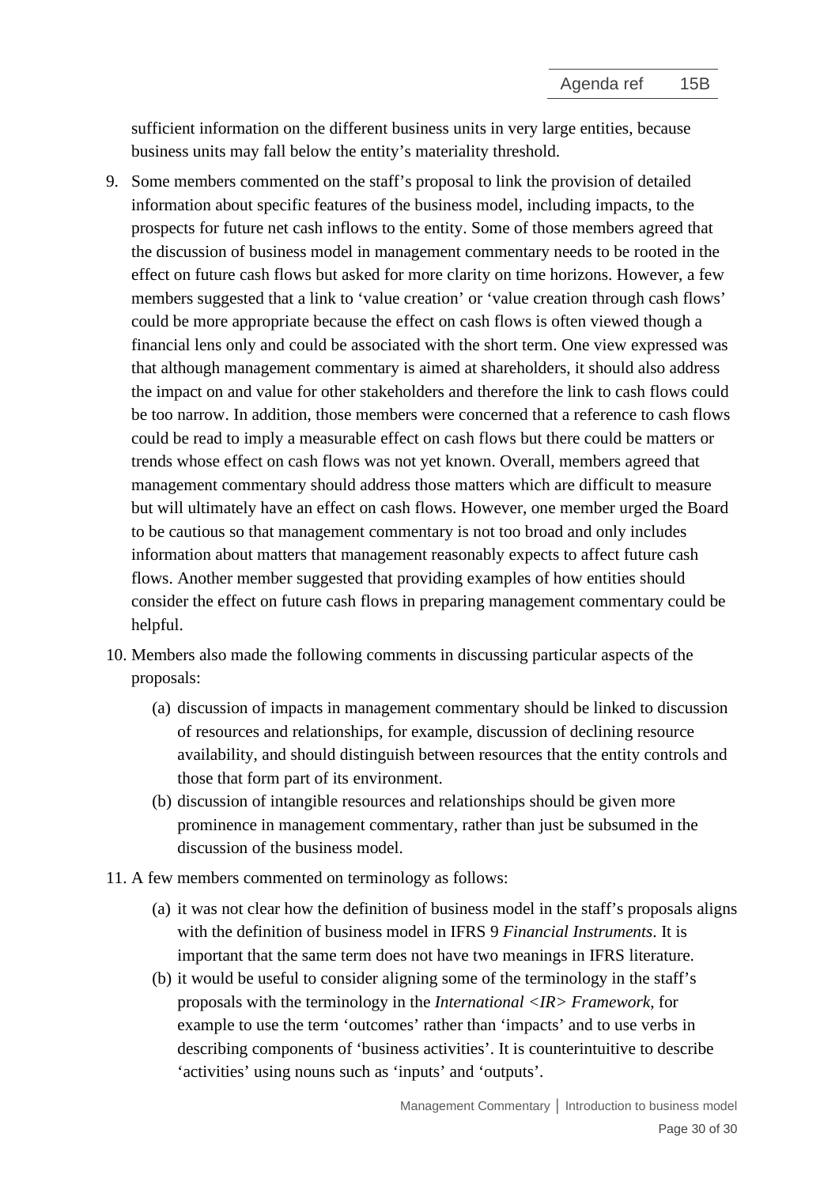sufficient information on the different business units in very large entities, because business units may fall below the entity's materiality threshold.

9. Some members commented on the staff's proposal to link the provision of detailed information about specific features of the business model, including impacts, to the prospects for future net cash inflows to the entity. Some of those members agreed that the discussion of business model in management commentary needs to be rooted in the effect on future cash flows but asked for more clarity on time horizons. However, a few members suggested that a link to 'value creation' or 'value creation through cash flows' could be more appropriate because the effect on cash flows is often viewed though a financial lens only and could be associated with the short term. One view expressed was that although management commentary is aimed at shareholders, it should also address the impact on and value for other stakeholders and therefore the link to cash flows could be too narrow. In addition, those members were concerned that a reference to cash flows could be read to imply a measurable effect on cash flows but there could be matters or trends whose effect on cash flows was not yet known. Overall, members agreed that management commentary should address those matters which are difficult to measure but will ultimately have an effect on cash flows. However, one member urged the Board to be cautious so that management commentary is not too broad and only includes information about matters that management reasonably expects to affect future cash flows. Another member suggested that providing examples of how entities should consider the effect on future cash flows in preparing management commentary could be helpful.

10. Members also made the following comments in discussing particular aspects of the proposals:

    (a) discussion of impacts in management commentary should be linked to discussion of resources and relationships, for example, discussion of declining resource availability, and should distinguish between resources that the entity controls and those that form part of its environment.

    (b) discussion of intangible resources and relationships should be given more prominence in management commentary, rather than just be subsumed in the discussion of the business model.

11. A few members commented on terminology as follows:

    (a) it was not clear how the definition of business model in the staff's proposals aligns with the definition of business model in IFRS 9 *Financial Instruments*. It is important that the same term does not have two meanings in IFRS literature.

    (b) it would be useful to consider aligning some of the terminology in the staff's proposals with the terminology in the *International <IR> Framework*, for example to use the term 'outcomes' rather than 'impacts' and to use verbs in describing components of 'business activities'. It is counterintuitive to describe 'activities' using nouns such as 'inputs' and 'outputs'.